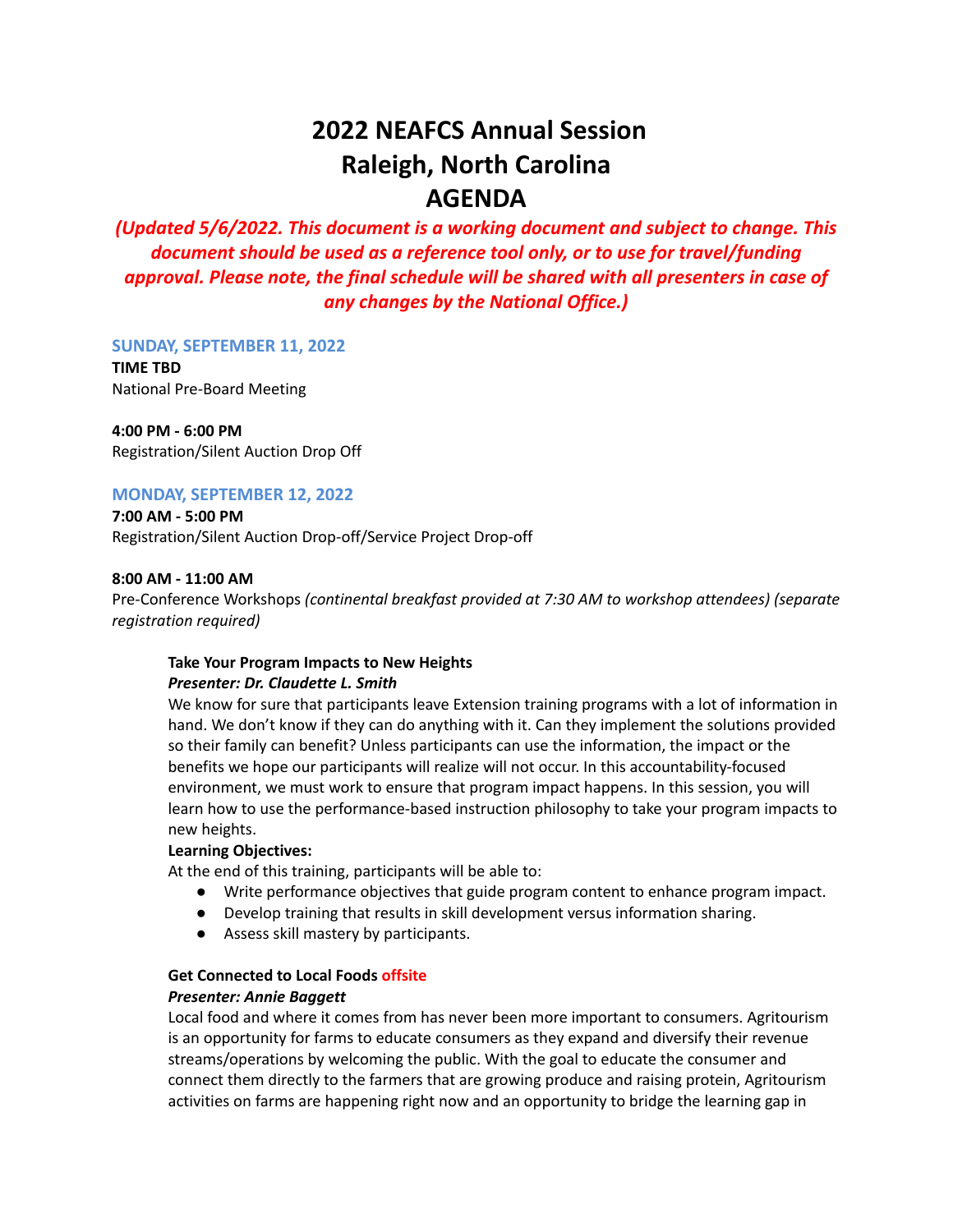# 2022 NEAFCS Annual Session
# Raleigh, North Carolina
# AGENDA

***(Updated 5/6/2022. This document is a working document and subject to change. This document should be used as a reference tool only, or to use for travel/funding approval. Please note, the final schedule will be shared with all presenters in case of any changes by the National Office.)***

## SUNDAY, SEPTEMBER 11, 2022

**TIME TBD**
National Pre-Board Meeting

**4:00 PM - 6:00 PM**
Registration/Silent Auction Drop Off

## MONDAY, SEPTEMBER 12, 2022

**7:00 AM - 5:00 PM**
Registration/Silent Auction Drop-off/Service Project Drop-off

**8:00 AM - 11:00 AM**
Pre-Conference Workshops *(continental breakfast provided at 7:30 AM to workshop attendees) (separate registration required)*

**Take Your Program Impacts to New Heights**
***Presenter: Dr. Claudette L. Smith***
We know for sure that participants leave Extension training programs with a lot of information in hand. We don't know if they can do anything with it. Can they implement the solutions provided so their family can benefit? Unless participants can use the information, the impact or the benefits we hope our participants will realize will not occur. In this accountability-focused environment, we must work to ensure that program impact happens. In this session, you will learn how to use the performance-based instruction philosophy to take your program impacts to new heights.
**Learning Objectives:**
At the end of this training, participants will be able to:

- Write performance objectives that guide program content to enhance program impact.
- Develop training that results in skill development versus information sharing.
- Assess skill mastery by participants.

**Get Connected to Local Foods offsite**
***Presenter: Annie Baggett***
Local food and where it comes from has never been more important to consumers. Agritourism is an opportunity for farms to educate consumers as they expand and diversify their revenue streams/operations by welcoming the public. With the goal to educate the consumer and connect them directly to the farmers that are growing produce and raising protein, Agritourism activities on farms are happening right now and an opportunity to bridge the learning gap in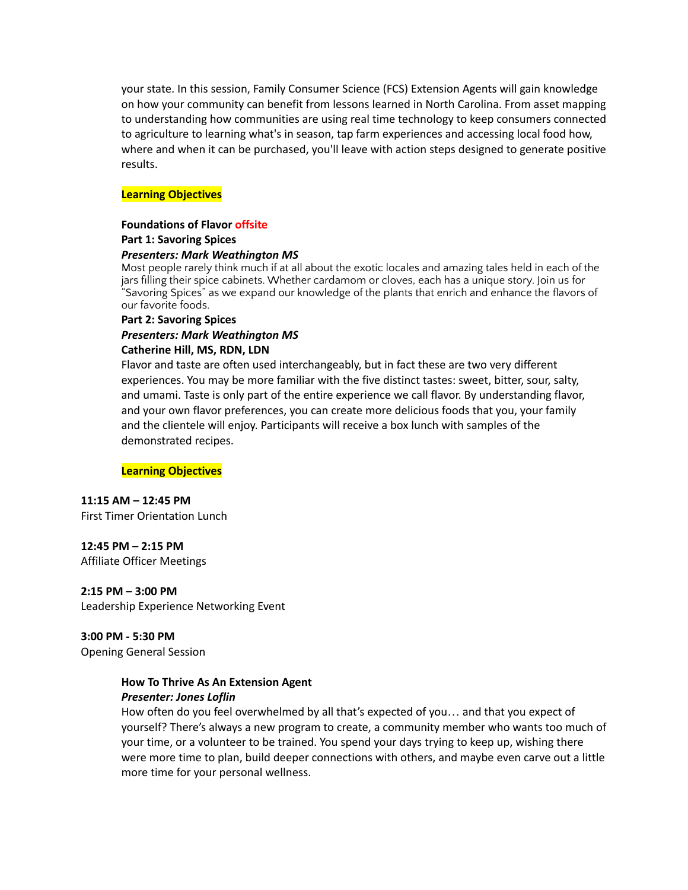your state. In this session, Family Consumer Science (FCS) Extension Agents will gain knowledge on how your community can benefit from lessons learned in North Carolina. From asset mapping to understanding how communities are using real time technology to keep consumers connected to agriculture to learning what's in season, tap farm experiences and accessing local food how, where and when it can be purchased, you'll leave with action steps designed to generate positive results.

**Learning Objectives**

**Foundations of Flavor** **offsite**

**Part 1: Savoring Spices**

***Presenters: Mark Weathington MS***

Most people rarely think much if at all about the exotic locales and amazing tales held in each of the jars filling their spice cabinets. Whether cardamom or cloves, each has a unique story. Join us for "Savoring Spices" as we expand our knowledge of the plants that enrich and enhance the flavors of our favorite foods.

**Part 2: Savoring Spices**

***Presenters: Mark Weathington MS***

**Catherine Hill, MS, RDN, LDN**

Flavor and taste are often used interchangeably, but in fact these are two very different experiences. You may be more familiar with the five distinct tastes: sweet, bitter, sour, salty, and umami. Taste is only part of the entire experience we call flavor. By understanding flavor, and your own flavor preferences, you can create more delicious foods that you, your family and the clientele will enjoy. Participants will receive a box lunch with samples of the demonstrated recipes.

**Learning Objectives**

**11:15 AM – 12:45 PM**
First Timer Orientation Lunch

**12:45 PM – 2:15 PM**
Affiliate Officer Meetings

**2:15 PM – 3:00 PM**
Leadership Experience Networking Event

**3:00 PM - 5:30 PM**
Opening General Session

**How To Thrive As An Extension Agent**

***Presenter: Jones Loflin***

How often do you feel overwhelmed by all that's expected of you… and that you expect of yourself? There's always a new program to create, a community member who wants too much of your time, or a volunteer to be trained. You spend your days trying to keep up, wishing there were more time to plan, build deeper connections with others, and maybe even carve out a little more time for your personal wellness.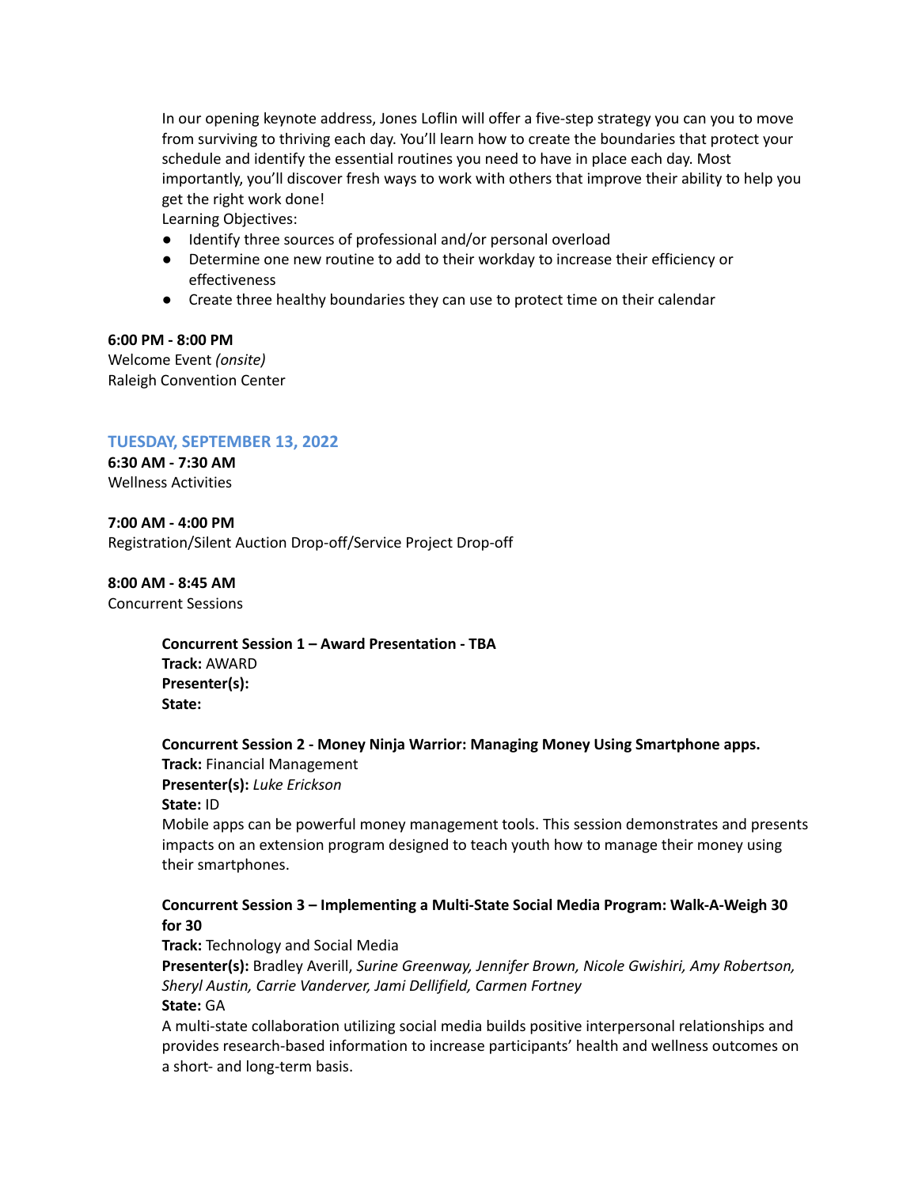In our opening keynote address, Jones Loflin will offer a five-step strategy you can you to move from surviving to thriving each day. You'll learn how to create the boundaries that protect your schedule and identify the essential routines you need to have in place each day. Most importantly, you'll discover fresh ways to work with others that improve their ability to help you get the right work done!

Learning Objectives:

- Identify three sources of professional and/or personal overload
- Determine one new routine to add to their workday to increase their efficiency or effectiveness
- Create three healthy boundaries they can use to protect time on their calendar

**6:00 PM - 8:00 PM**
Welcome Event *(onsite)*
Raleigh Convention Center

## TUESDAY, SEPTEMBER 13, 2022

**6:30 AM - 7:30 AM**
Wellness Activities

**7:00 AM - 4:00 PM**
Registration/Silent Auction Drop-off/Service Project Drop-off

**8:00 AM - 8:45 AM**
Concurrent Sessions

**Concurrent Session 1 – Award Presentation - TBA**
**Track:** AWARD
**Presenter(s):**
**State:**

**Concurrent Session 2 - Money Ninja Warrior: Managing Money Using Smartphone apps.**
**Track:** Financial Management
**Presenter(s):** *Luke Erickson*
**State:** ID
Mobile apps can be powerful money management tools. This session demonstrates and presents impacts on an extension program designed to teach youth how to manage their money using their smartphones.

**Concurrent Session 3 – Implementing a Multi-State Social Media Program: Walk-A-Weigh 30 for 30**
**Track:** Technology and Social Media
**Presenter(s):** Bradley Averill, *Surine Greenway, Jennifer Brown, Nicole Gwishiri, Amy Robertson, Sheryl Austin, Carrie Vanderver, Jami Dellifield, Carmen Fortney*
**State:** GA
A multi-state collaboration utilizing social media builds positive interpersonal relationships and provides research-based information to increase participants' health and wellness outcomes on a short- and long-term basis.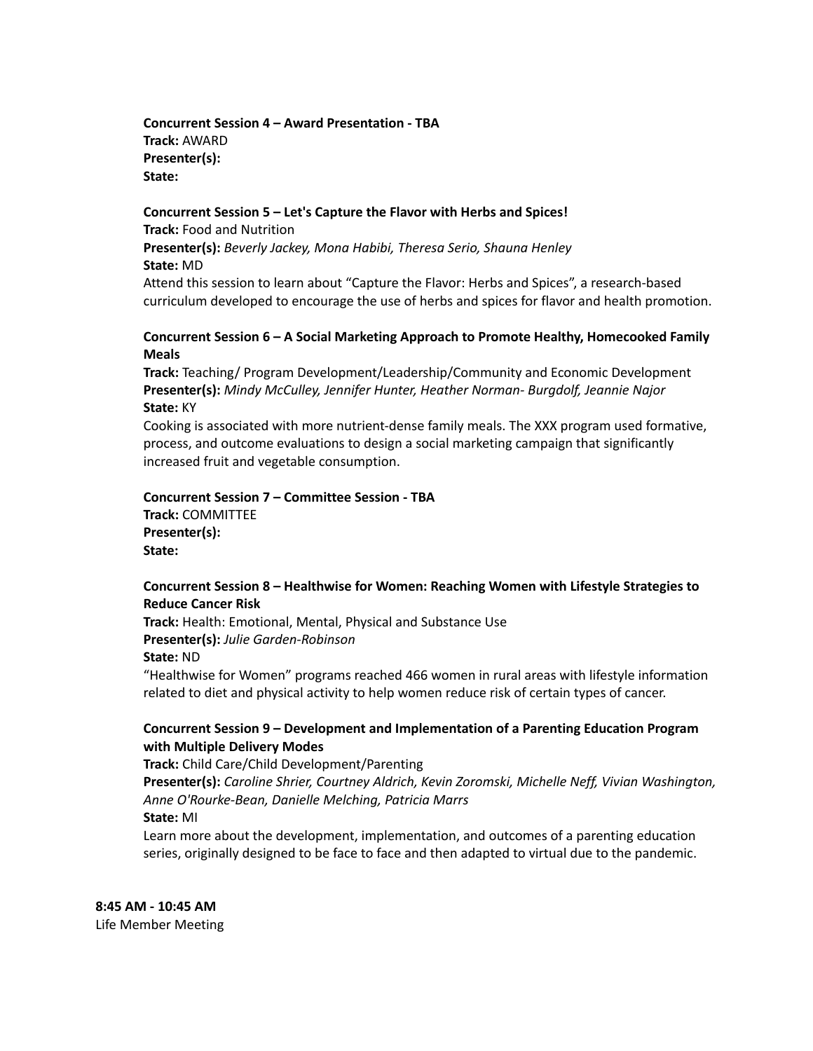**Concurrent Session 4 – Award Presentation - TBA**
**Track:** AWARD
**Presenter(s):**
**State:**

**Concurrent Session 5 – Let's Capture the Flavor with Herbs and Spices!**
**Track:** Food and Nutrition
**Presenter(s):** *Beverly Jackey, Mona Habibi, Theresa Serio, Shauna Henley*
**State:** MD
Attend this session to learn about "Capture the Flavor: Herbs and Spices", a research-based curriculum developed to encourage the use of herbs and spices for flavor and health promotion.

**Concurrent Session 6 – A Social Marketing Approach to Promote Healthy, Homecooked Family Meals**
**Track:** Teaching/ Program Development/Leadership/Community and Economic Development
**Presenter(s):** *Mindy McCulley, Jennifer Hunter, Heather Norman- Burgdolf, Jeannie Najor*
**State:** KY
Cooking is associated with more nutrient-dense family meals. The XXX program used formative, process, and outcome evaluations to design a social marketing campaign that significantly increased fruit and vegetable consumption.

**Concurrent Session 7 – Committee Session - TBA**
**Track:** COMMITTEE
**Presenter(s):**
**State:**

**Concurrent Session 8 – Healthwise for Women: Reaching Women with Lifestyle Strategies to Reduce Cancer Risk**
**Track:** Health: Emotional, Mental, Physical and Substance Use
**Presenter(s):** *Julie Garden-Robinson*
**State:** ND
"Healthwise for Women" programs reached 466 women in rural areas with lifestyle information related to diet and physical activity to help women reduce risk of certain types of cancer.

**Concurrent Session 9 – Development and Implementation of a Parenting Education Program with Multiple Delivery Modes**
**Track:** Child Care/Child Development/Parenting
**Presenter(s):** *Caroline Shrier, Courtney Aldrich, Kevin Zoromski, Michelle Neff, Vivian Washington, Anne O'Rourke-Bean, Danielle Melching, Patricia Marrs*
**State:** MI
Learn more about the development, implementation, and outcomes of a parenting education series, originally designed to be face to face and then adapted to virtual due to the pandemic.

**8:45 AM - 10:45 AM**
Life Member Meeting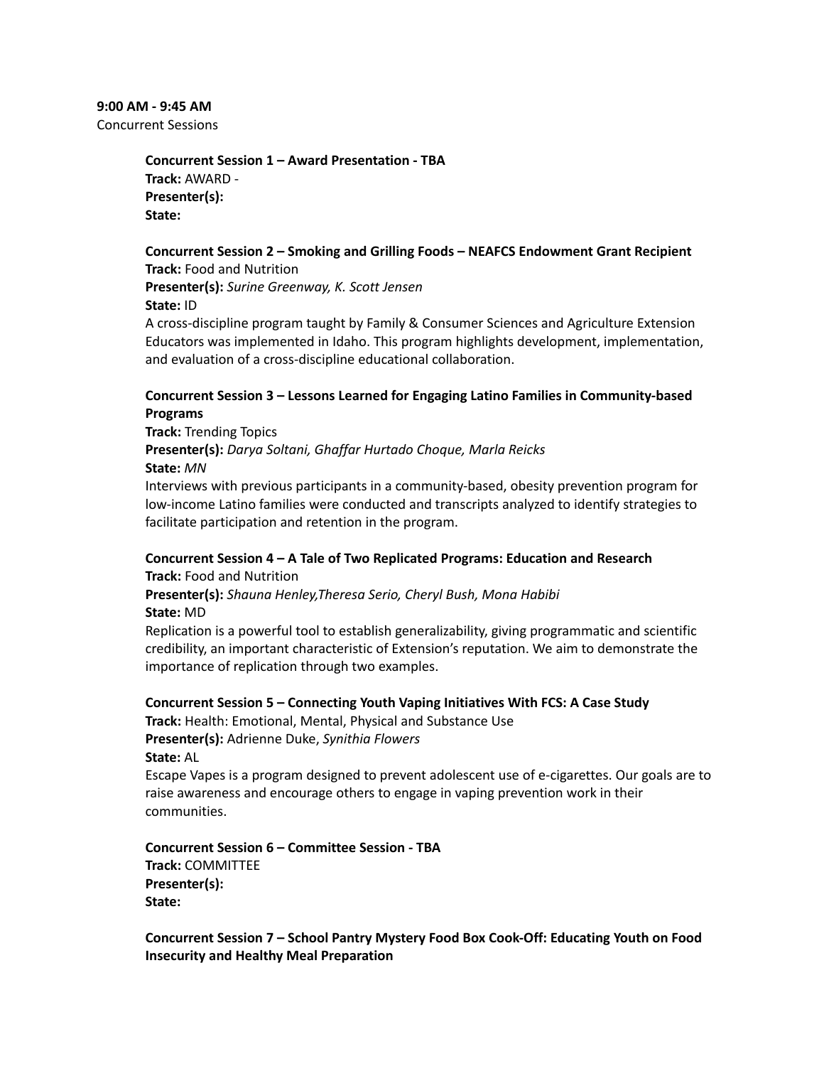**9:00 AM - 9:45 AM**
Concurrent Sessions

**Concurrent Session 1 – Award Presentation - TBA**
**Track:** AWARD -
**Presenter(s):**
**State:**

**Concurrent Session 2 – Smoking and Grilling Foods – NEAFCS Endowment Grant Recipient**
**Track:** Food and Nutrition
**Presenter(s):** *Surine Greenway, K. Scott Jensen*
**State:** ID
A cross-discipline program taught by Family & Consumer Sciences and Agriculture Extension Educators was implemented in Idaho. This program highlights development, implementation, and evaluation of a cross-discipline educational collaboration.

**Concurrent Session 3 – Lessons Learned for Engaging Latino Families in Community-based Programs**
**Track:** Trending Topics
**Presenter(s):** *Darya Soltani, Ghaffar Hurtado Choque, Marla Reicks*
**State:** *MN*
Interviews with previous participants in a community-based, obesity prevention program for low-income Latino families were conducted and transcripts analyzed to identify strategies to facilitate participation and retention in the program.

**Concurrent Session 4 – A Tale of Two Replicated Programs: Education and Research**
**Track:** Food and Nutrition
**Presenter(s):** *Shauna Henley,Theresa Serio, Cheryl Bush, Mona Habibi*
**State:** MD
Replication is a powerful tool to establish generalizability, giving programmatic and scientific credibility, an important characteristic of Extension's reputation. We aim to demonstrate the importance of replication through two examples.

**Concurrent Session 5 – Connecting Youth Vaping Initiatives With FCS: A Case Study**
**Track:** Health: Emotional, Mental, Physical and Substance Use
**Presenter(s):** Adrienne Duke, *Synithia Flowers*
**State:** AL
Escape Vapes is a program designed to prevent adolescent use of e-cigarettes. Our goals are to raise awareness and encourage others to engage in vaping prevention work in their communities.

**Concurrent Session 6 – Committee Session - TBA**
**Track:** COMMITTEE
**Presenter(s):**
**State:**

**Concurrent Session 7 – School Pantry Mystery Food Box Cook-Off: Educating Youth on Food Insecurity and Healthy Meal Preparation**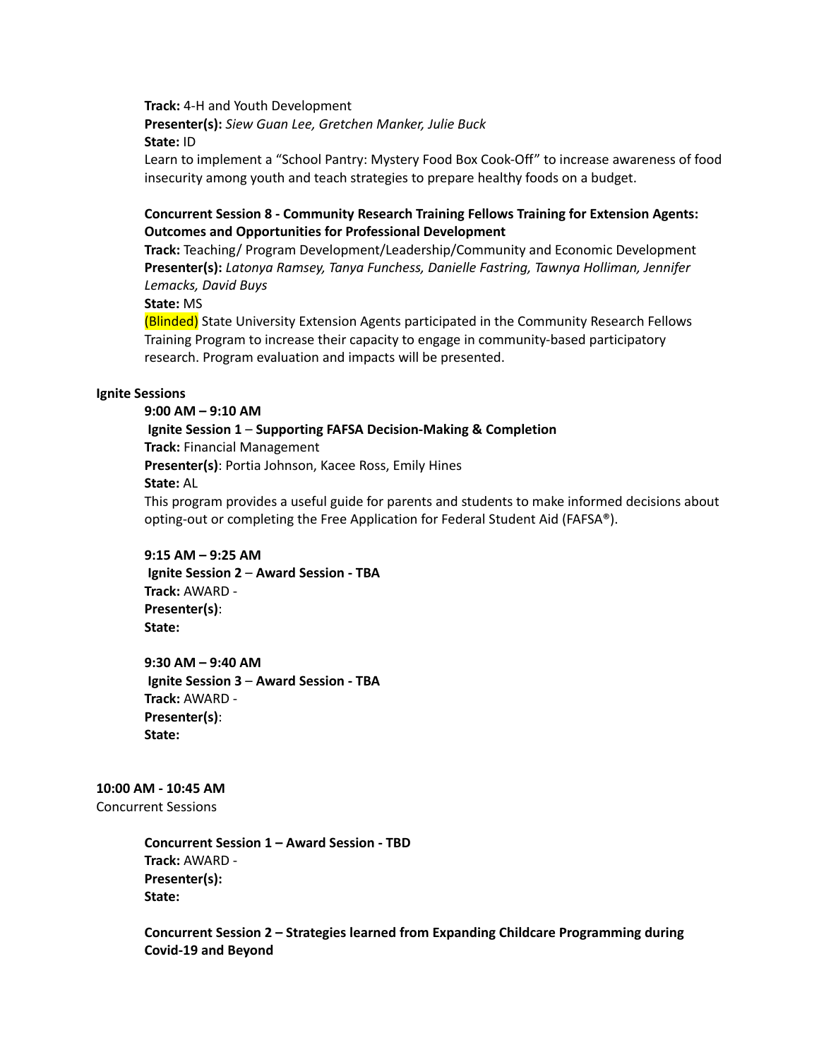**Track:** 4-H and Youth Development
**Presenter(s):** *Siew Guan Lee, Gretchen Manker, Julie Buck*
**State:** ID
Learn to implement a "School Pantry: Mystery Food Box Cook-Off" to increase awareness of food insecurity among youth and teach strategies to prepare healthy foods on a budget.

**Concurrent Session 8 - Community Research Training Fellows Training for Extension Agents: Outcomes and Opportunities for Professional Development**
**Track:** Teaching/ Program Development/Leadership/Community and Economic Development
**Presenter(s):** *Latonya Ramsey, Tanya Funchess, Danielle Fastring, Tawnya Holliman, Jennifer Lemacks, David Buys*
**State:** MS
(Blinded) State University Extension Agents participated in the Community Research Fellows Training Program to increase their capacity to engage in community-based participatory research. Program evaluation and impacts will be presented.

**Ignite Sessions**

**9:00 AM – 9:10 AM**
**Ignite Session 1** – **Supporting FAFSA Decision-Making & Completion**
**Track:** Financial Management
**Presenter(s)**: Portia Johnson, Kacee Ross, Emily Hines
**State:** AL
This program provides a useful guide for parents and students to make informed decisions about opting-out or completing the Free Application for Federal Student Aid (FAFSA®).

**9:15 AM – 9:25 AM**
**Ignite Session 2** – **Award Session - TBA**
**Track:** AWARD -
**Presenter(s)**:
**State:**

**9:30 AM – 9:40 AM**
**Ignite Session 3** – **Award Session - TBA**
**Track:** AWARD -
**Presenter(s)**:
**State:**

**10:00 AM - 10:45 AM**
Concurrent Sessions

**Concurrent Session 1 – Award Session - TBD**
**Track:** AWARD -
**Presenter(s):**
**State:**

**Concurrent Session 2 – Strategies learned from Expanding Childcare Programming during Covid-19 and Beyond**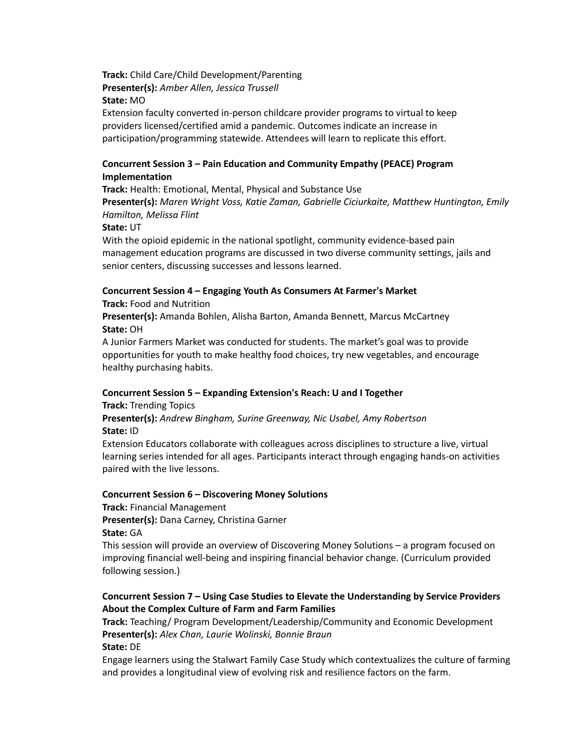**Track:** Child Care/Child Development/Parenting
**Presenter(s):** *Amber Allen, Jessica Trussell*
**State:** MO
Extension faculty converted in-person childcare provider programs to virtual to keep providers licensed/certified amid a pandemic. Outcomes indicate an increase in participation/programming statewide. Attendees will learn to replicate this effort.

**Concurrent Session 3 – Pain Education and Community Empathy (PEACE) Program Implementation**
**Track:** Health: Emotional, Mental, Physical and Substance Use
**Presenter(s):** *Maren Wright Voss, Katie Zaman, Gabrielle Ciciurkaite, Matthew Huntington, Emily Hamilton, Melissa Flint*
**State:** UT
With the opioid epidemic in the national spotlight, community evidence-based pain management education programs are discussed in two diverse community settings, jails and senior centers, discussing successes and lessons learned.

**Concurrent Session 4 – Engaging Youth As Consumers At Farmer's Market**
**Track:** Food and Nutrition
**Presenter(s):** Amanda Bohlen, Alisha Barton, Amanda Bennett, Marcus McCartney
**State:** OH
A Junior Farmers Market was conducted for students. The market's goal was to provide opportunities for youth to make healthy food choices, try new vegetables, and encourage healthy purchasing habits.

**Concurrent Session 5 – Expanding Extension's Reach: U and I Together**
**Track:** Trending Topics
**Presenter(s):** *Andrew Bingham, Surine Greenway, Nic Usabel, Amy Robertson*
**State:** ID
Extension Educators collaborate with colleagues across disciplines to structure a live, virtual learning series intended for all ages. Participants interact through engaging hands-on activities paired with the live lessons.

**Concurrent Session 6 – Discovering Money Solutions**
**Track:** Financial Management
**Presenter(s):** Dana Carney, Christina Garner
**State:** GA
This session will provide an overview of Discovering Money Solutions – a program focused on improving financial well-being and inspiring financial behavior change. (Curriculum provided following session.)

**Concurrent Session 7 – Using Case Studies to Elevate the Understanding by Service Providers About the Complex Culture of Farm and Farm Families**
**Track:** Teaching/ Program Development/Leadership/Community and Economic Development
**Presenter(s):** *Alex Chan, Laurie Wolinski, Bonnie Braun*
**State:** DE
Engage learners using the Stalwart Family Case Study which contextualizes the culture of farming and provides a longitudinal view of evolving risk and resilience factors on the farm.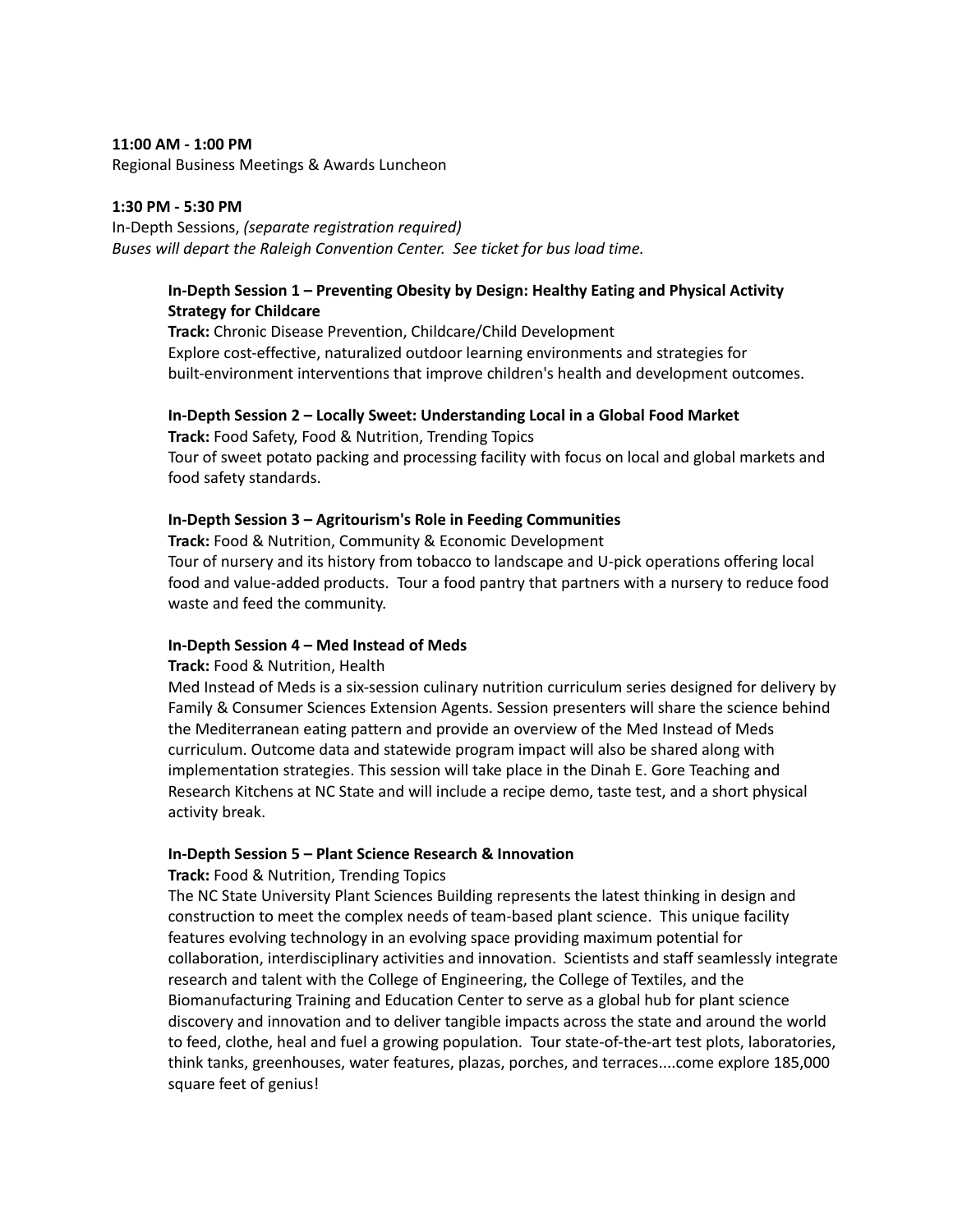**11:00 AM - 1:00 PM**
Regional Business Meetings & Awards Luncheon

**1:30 PM - 5:30 PM**
In-Depth Sessions, *(separate registration required)*
*Buses will depart the Raleigh Convention Center. See ticket for bus load time.*

**In-Depth Session 1 – Preventing Obesity by Design: Healthy Eating and Physical Activity Strategy for Childcare**
**Track:** Chronic Disease Prevention, Childcare/Child Development
Explore cost-effective, naturalized outdoor learning environments and strategies for built-environment interventions that improve children's health and development outcomes.

**In-Depth Session 2 – Locally Sweet: Understanding Local in a Global Food Market**
**Track:** Food Safety, Food & Nutrition, Trending Topics
Tour of sweet potato packing and processing facility with focus on local and global markets and food safety standards.

**In-Depth Session 3 – Agritourism's Role in Feeding Communities**
**Track:** Food & Nutrition, Community & Economic Development
Tour of nursery and its history from tobacco to landscape and U-pick operations offering local food and value-added products. Tour a food pantry that partners with a nursery to reduce food waste and feed the community.

**In-Depth Session 4 – Med Instead of Meds**
**Track:** Food & Nutrition, Health
Med Instead of Meds is a six-session culinary nutrition curriculum series designed for delivery by Family & Consumer Sciences Extension Agents. Session presenters will share the science behind the Mediterranean eating pattern and provide an overview of the Med Instead of Meds curriculum. Outcome data and statewide program impact will also be shared along with implementation strategies. This session will take place in the Dinah E. Gore Teaching and Research Kitchens at NC State and will include a recipe demo, taste test, and a short physical activity break.

**In-Depth Session 5 – Plant Science Research & Innovation**
**Track:** Food & Nutrition, Trending Topics
The NC State University Plant Sciences Building represents the latest thinking in design and construction to meet the complex needs of team-based plant science. This unique facility features evolving technology in an evolving space providing maximum potential for collaboration, interdisciplinary activities and innovation. Scientists and staff seamlessly integrate research and talent with the College of Engineering, the College of Textiles, and the Biomanufacturing Training and Education Center to serve as a global hub for plant science discovery and innovation and to deliver tangible impacts across the state and around the world to feed, clothe, heal and fuel a growing population. Tour state-of-the-art test plots, laboratories, think tanks, greenhouses, water features, plazas, porches, and terraces....come explore 185,000 square feet of genius!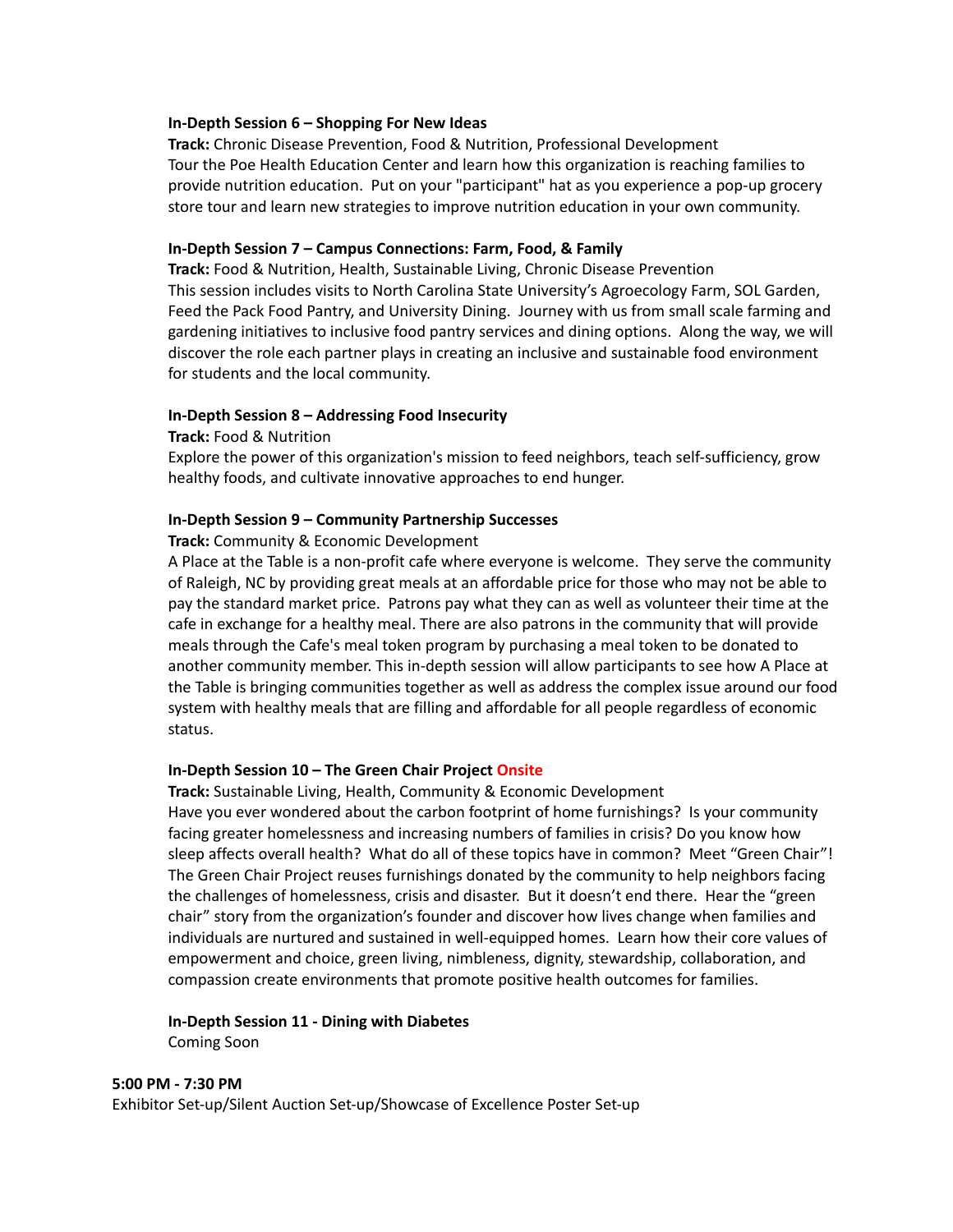**In-Depth Session 6 – Shopping For New Ideas**

**Track:** Chronic Disease Prevention, Food & Nutrition, Professional Development
Tour the Poe Health Education Center and learn how this organization is reaching families to provide nutrition education. Put on your "participant" hat as you experience a pop-up grocery store tour and learn new strategies to improve nutrition education in your own community.

**In-Depth Session 7 – Campus Connections: Farm, Food, & Family**

**Track:** Food & Nutrition, Health, Sustainable Living, Chronic Disease Prevention
This session includes visits to North Carolina State University's Agroecology Farm, SOL Garden, Feed the Pack Food Pantry, and University Dining. Journey with us from small scale farming and gardening initiatives to inclusive food pantry services and dining options. Along the way, we will discover the role each partner plays in creating an inclusive and sustainable food environment for students and the local community.

**In-Depth Session 8 – Addressing Food Insecurity**

**Track:** Food & Nutrition
Explore the power of this organization's mission to feed neighbors, teach self-sufficiency, grow healthy foods, and cultivate innovative approaches to end hunger.

**In-Depth Session 9 – Community Partnership Successes**

**Track:** Community & Economic Development
A Place at the Table is a non-profit cafe where everyone is welcome. They serve the community of Raleigh, NC by providing great meals at an affordable price for those who may not be able to pay the standard market price. Patrons pay what they can as well as volunteer their time at the cafe in exchange for a healthy meal. There are also patrons in the community that will provide meals through the Cafe's meal token program by purchasing a meal token to be donated to another community member. This in-depth session will allow participants to see how A Place at the Table is bringing communities together as well as address the complex issue around our food system with healthy meals that are filling and affordable for all people regardless of economic status.

**In-Depth Session 10 – The Green Chair Project Onsite**

**Track:** Sustainable Living, Health, Community & Economic Development
Have you ever wondered about the carbon footprint of home furnishings? Is your community facing greater homelessness and increasing numbers of families in crisis? Do you know how sleep affects overall health? What do all of these topics have in common? Meet "Green Chair"! The Green Chair Project reuses furnishings donated by the community to help neighbors facing the challenges of homelessness, crisis and disaster. But it doesn't end there. Hear the "green chair" story from the organization's founder and discover how lives change when families and individuals are nurtured and sustained in well-equipped homes. Learn how their core values of empowerment and choice, green living, nimbleness, dignity, stewardship, collaboration, and compassion create environments that promote positive health outcomes for families.

**In-Depth Session 11 - Dining with Diabetes**

Coming Soon

**5:00 PM - 7:30 PM**

Exhibitor Set-up/Silent Auction Set-up/Showcase of Excellence Poster Set-up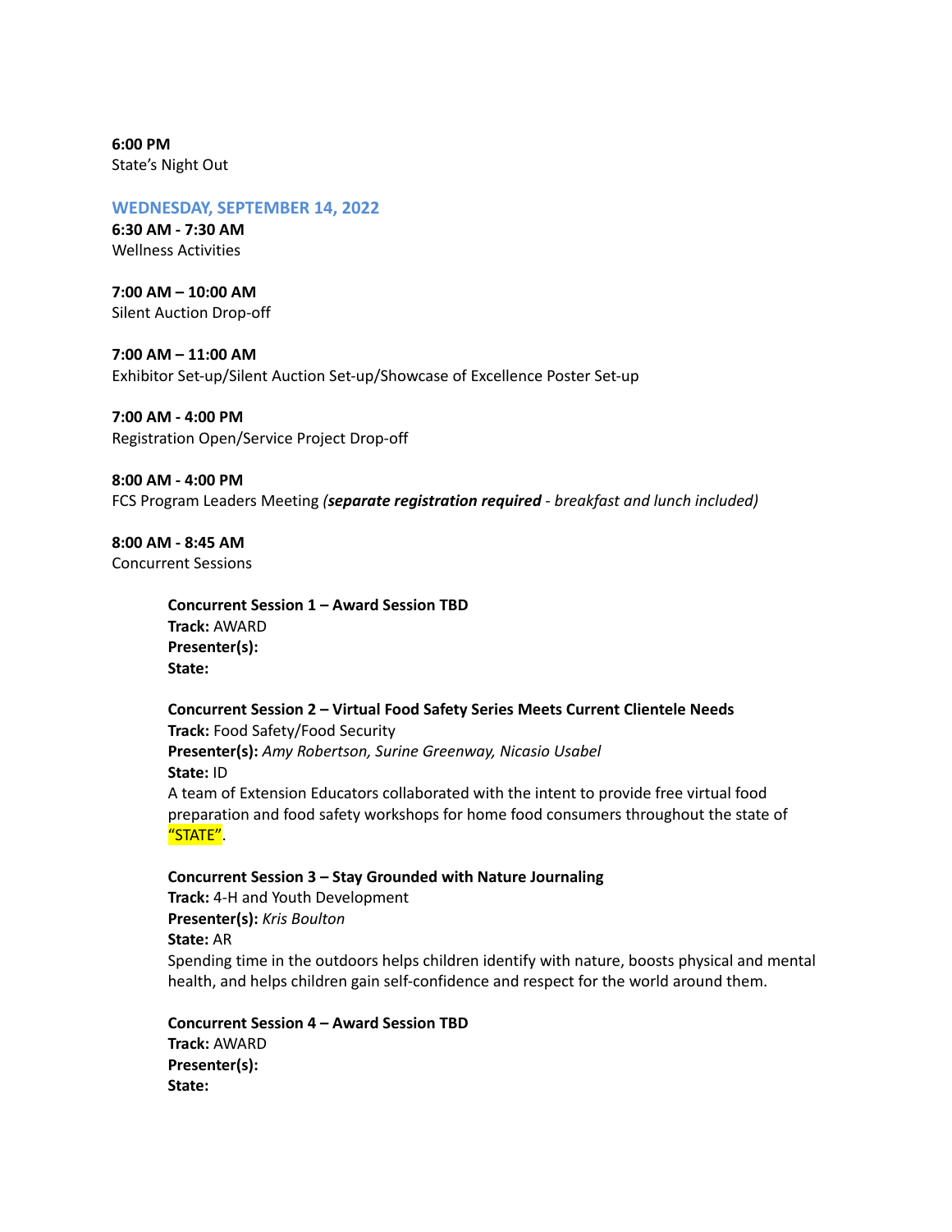**6:00 PM**
State's Night Out

### WEDNESDAY, SEPTEMBER 14, 2022

**6:30 AM - 7:30 AM**
Wellness Activities

**7:00 AM – 10:00 AM**
Silent Auction Drop-off

**7:00 AM – 11:00 AM**
Exhibitor Set-up/Silent Auction Set-up/Showcase of Excellence Poster Set-up

**7:00 AM - 4:00 PM**
Registration Open/Service Project Drop-off

**8:00 AM - 4:00 PM**
FCS Program Leaders Meeting *(**separate registration required** - breakfast and lunch included)*

**8:00 AM - 8:45 AM**
Concurrent Sessions

> **Concurrent Session 1 – Award Session TBD**
> **Track:** AWARD
> **Presenter(s):**
> **State:**
>
> **Concurrent Session 2 – Virtual Food Safety Series Meets Current Clientele Needs**
> **Track:** Food Safety/Food Security
> **Presenter(s):** *Amy Robertson, Surine Greenway, Nicasio Usabel*
> **State:** ID
> A team of Extension Educators collaborated with the intent to provide free virtual food preparation and food safety workshops for home food consumers throughout the state of "STATE".
>
> **Concurrent Session 3 – Stay Grounded with Nature Journaling**
> **Track:** 4-H and Youth Development
> **Presenter(s):** *Kris Boulton*
> **State:** AR
> Spending time in the outdoors helps children identify with nature, boosts physical and mental health, and helps children gain self-confidence and respect for the world around them.
>
> **Concurrent Session 4 – Award Session TBD**
> **Track:** AWARD
> **Presenter(s):**
> **State:**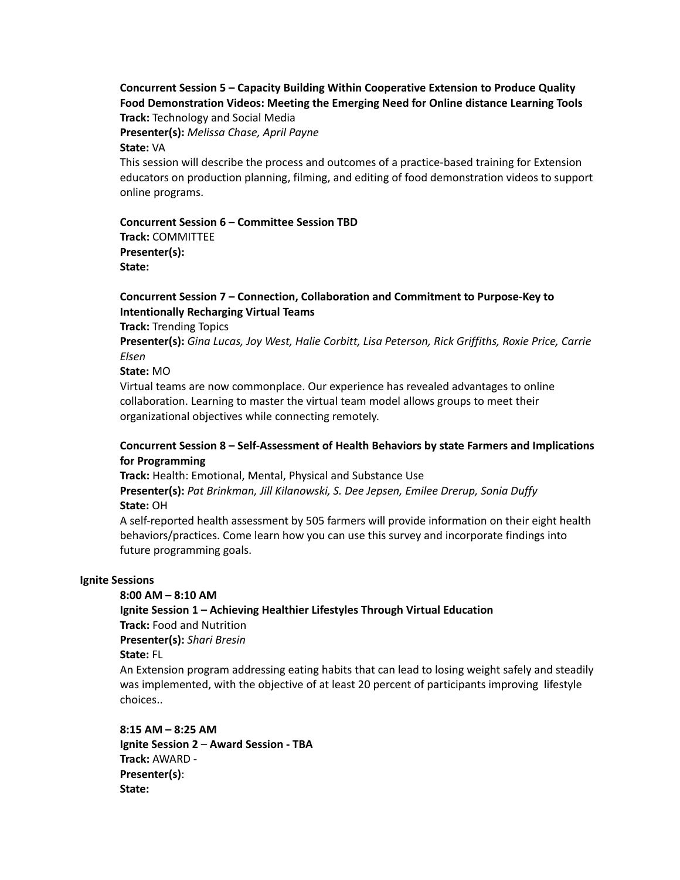**Concurrent Session 5 – Capacity Building Within Cooperative Extension to Produce Quality Food Demonstration Videos: Meeting the Emerging Need for Online distance Learning Tools**
**Track:** Technology and Social Media
**Presenter(s):** *Melissa Chase, April Payne*
**State:** VA
This session will describe the process and outcomes of a practice-based training for Extension educators on production planning, filming, and editing of food demonstration videos to support online programs.

**Concurrent Session 6 – Committee Session TBD**
**Track:** COMMITTEE
**Presenter(s):**
**State:**

**Concurrent Session 7 – Connection, Collaboration and Commitment to Purpose-Key to Intentionally Recharging Virtual Teams**
**Track:** Trending Topics
**Presenter(s):** *Gina Lucas, Joy West, Halie Corbitt, Lisa Peterson, Rick Griffiths, Roxie Price, Carrie Elsen*
**State:** MO
Virtual teams are now commonplace. Our experience has revealed advantages to online collaboration. Learning to master the virtual team model allows groups to meet their organizational objectives while connecting remotely.

**Concurrent Session 8 – Self-Assessment of Health Behaviors by state Farmers and Implications for Programming**
**Track:** Health: Emotional, Mental, Physical and Substance Use
**Presenter(s):** *Pat Brinkman, Jill Kilanowski, S. Dee Jepsen, Emilee Drerup, Sonia Duffy*
**State:** OH
A self-reported health assessment by 505 farmers will provide information on their eight health behaviors/practices. Come learn how you can use this survey and incorporate findings into future programming goals.

**Ignite Sessions**

**8:00 AM – 8:10 AM**
**Ignite Session 1 – Achieving Healthier Lifestyles Through Virtual Education**
**Track:** Food and Nutrition
**Presenter(s):** *Shari Bresin*
**State:** FL
An Extension program addressing eating habits that can lead to losing weight safely and steadily was implemented, with the objective of at least 20 percent of participants improving lifestyle choices..

**8:15 AM – 8:25 AM**
**Ignite Session 2** – **Award Session - TBA**
**Track:** AWARD -
**Presenter(s)**:
**State:**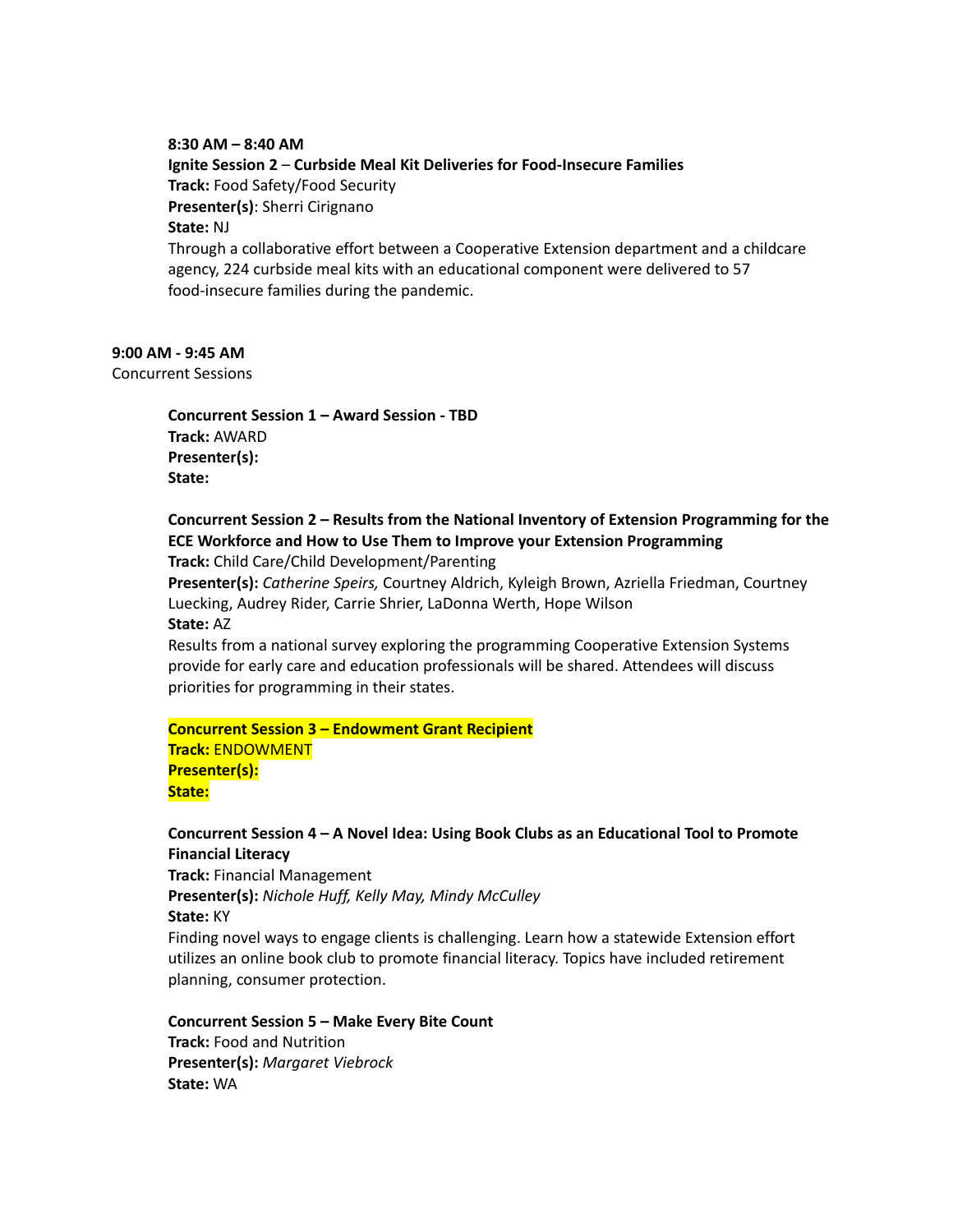**8:30 AM – 8:40 AM**
**Ignite Session 2** – **Curbside Meal Kit Deliveries for Food-Insecure Families**
**Track:** Food Safety/Food Security
**Presenter(s)**: Sherri Cirignano
**State:** NJ
Through a collaborative effort between a Cooperative Extension department and a childcare agency, 224 curbside meal kits with an educational component were delivered to 57 food-insecure families during the pandemic.

**9:00 AM - 9:45 AM**
Concurrent Sessions

**Concurrent Session 1 – Award Session - TBD**
**Track:** AWARD
**Presenter(s):**
**State:**

**Concurrent Session 2 – Results from the National Inventory of Extension Programming for the ECE Workforce and How to Use Them to Improve your Extension Programming**
**Track:** Child Care/Child Development/Parenting
**Presenter(s):** *Catherine Speirs,* Courtney Aldrich, Kyleigh Brown, Azriella Friedman, Courtney Luecking, Audrey Rider, Carrie Shrier, LaDonna Werth, Hope Wilson
**State:** AZ
Results from a national survey exploring the programming Cooperative Extension Systems provide for early care and education professionals will be shared. Attendees will discuss priorities for programming in their states.

**Concurrent Session 3 – Endowment Grant Recipient**
**Track:** ENDOWMENT
**Presenter(s):**
**State:**

**Concurrent Session 4 – A Novel Idea: Using Book Clubs as an Educational Tool to Promote Financial Literacy**
**Track:** Financial Management
**Presenter(s):** *Nichole Huff, Kelly May, Mindy McCulley*
**State:** KY
Finding novel ways to engage clients is challenging. Learn how a statewide Extension effort utilizes an online book club to promote financial literacy. Topics have included retirement planning, consumer protection.

**Concurrent Session 5 – Make Every Bite Count**
**Track:** Food and Nutrition
**Presenter(s):** *Margaret Viebrock*
**State:** WA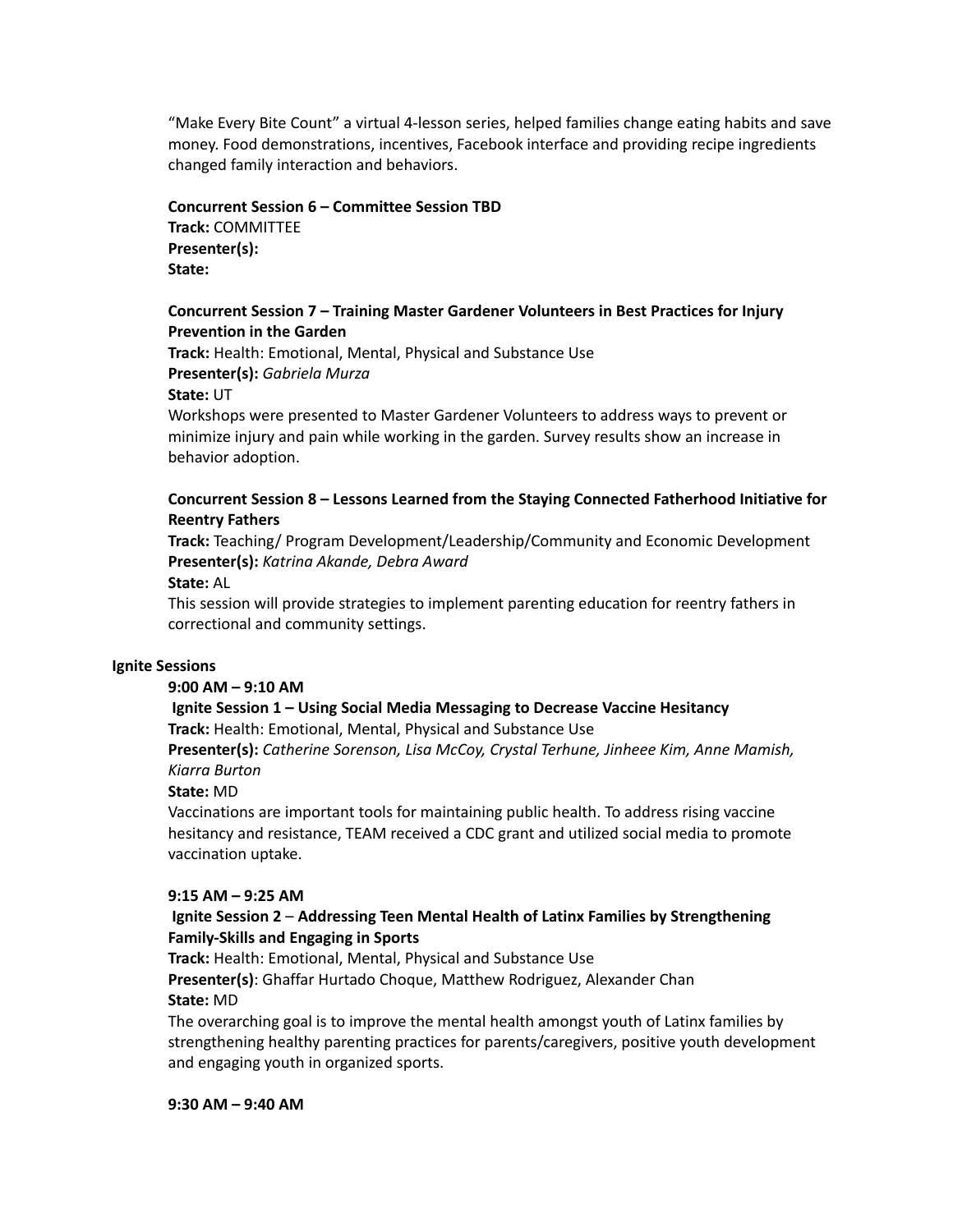"Make Every Bite Count" a virtual 4-lesson series, helped families change eating habits and save money. Food demonstrations, incentives, Facebook interface and providing recipe ingredients changed family interaction and behaviors.

**Concurrent Session 6 – Committee Session TBD**
**Track:** COMMITTEE
**Presenter(s):**
**State:**

**Concurrent Session 7 – Training Master Gardener Volunteers in Best Practices for Injury Prevention in the Garden**
**Track:** Health: Emotional, Mental, Physical and Substance Use
**Presenter(s):** *Gabriela Murza*
**State:** UT
Workshops were presented to Master Gardener Volunteers to address ways to prevent or minimize injury and pain while working in the garden. Survey results show an increase in behavior adoption.

**Concurrent Session 8 – Lessons Learned from the Staying Connected Fatherhood Initiative for Reentry Fathers**
**Track:** Teaching/ Program Development/Leadership/Community and Economic Development
**Presenter(s):** *Katrina Akande, Debra Award*
**State:** AL
This session will provide strategies to implement parenting education for reentry fathers in correctional and community settings.

**Ignite Sessions**

**9:00 AM – 9:10 AM**
**Ignite Session 1 – Using Social Media Messaging to Decrease Vaccine Hesitancy**
**Track:** Health: Emotional, Mental, Physical and Substance Use
**Presenter(s):** *Catherine Sorenson, Lisa McCoy, Crystal Terhune, Jinheee Kim, Anne Mamish, Kiarra Burton*
**State:** MD
Vaccinations are important tools for maintaining public health. To address rising vaccine hesitancy and resistance, TEAM received a CDC grant and utilized social media to promote vaccination uptake.

**9:15 AM – 9:25 AM**
**Ignite Session 2 – Addressing Teen Mental Health of Latinx Families by Strengthening Family-Skills and Engaging in Sports**
**Track:** Health: Emotional, Mental, Physical and Substance Use
**Presenter(s)**: Ghaffar Hurtado Choque, Matthew Rodriguez, Alexander Chan
**State:** MD
The overarching goal is to improve the mental health amongst youth of Latinx families by strengthening healthy parenting practices for parents/caregivers, positive youth development and engaging youth in organized sports.

**9:30 AM – 9:40 AM**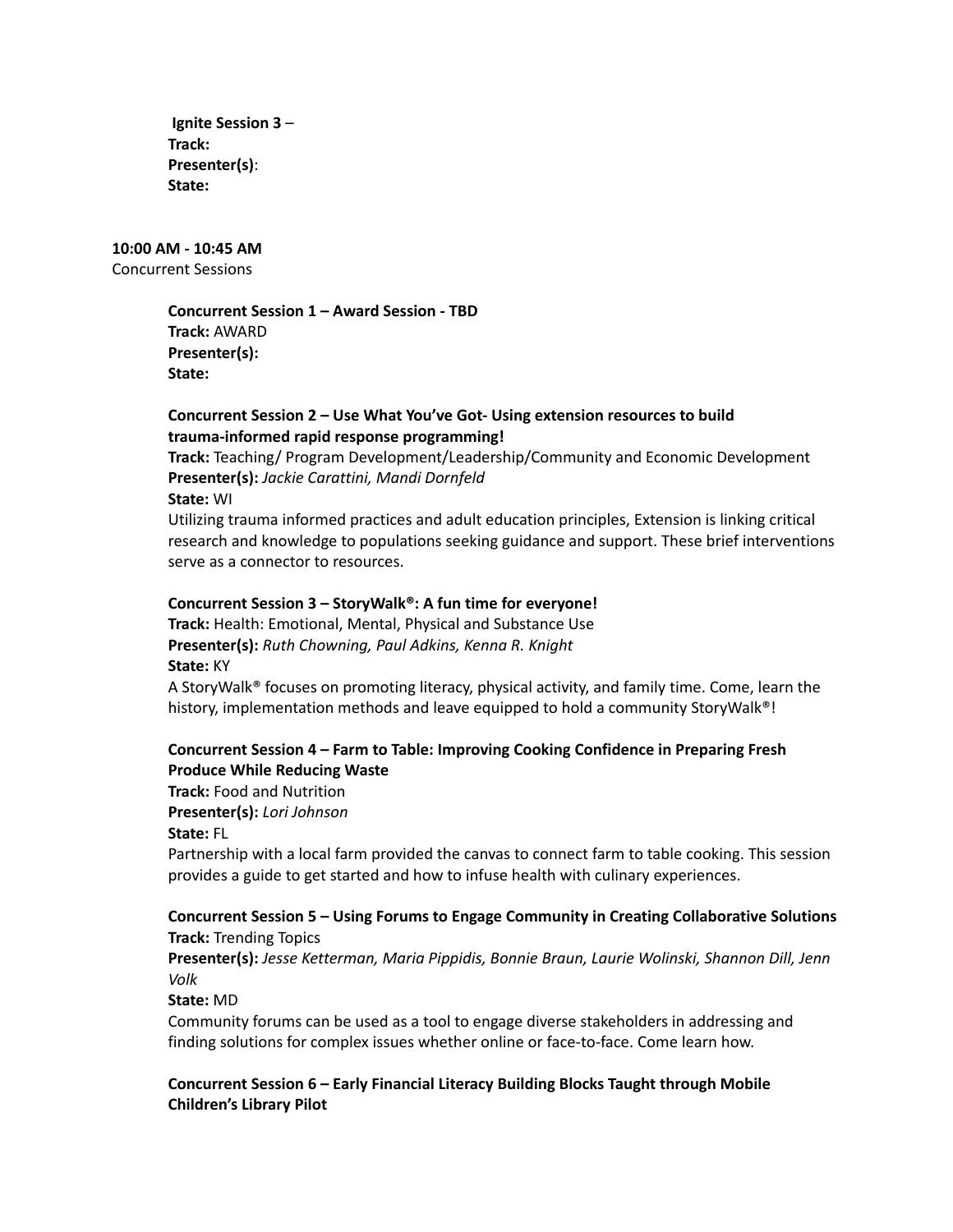**Ignite Session 3** –
**Track:**
**Presenter(s)**:
**State:**

**10:00 AM - 10:45 AM**
Concurrent Sessions

**Concurrent Session 1 – Award Session - TBD**
**Track:** AWARD
**Presenter(s):**
**State:**

**Concurrent Session 2 – Use What You've Got- Using extension resources to build trauma-informed rapid response programming!**
**Track:** Teaching/ Program Development/Leadership/Community and Economic Development
**Presenter(s):** *Jackie Carattini, Mandi Dornfeld*
**State:** WI
Utilizing trauma informed practices and adult education principles, Extension is linking critical research and knowledge to populations seeking guidance and support. These brief interventions serve as a connector to resources.

**Concurrent Session 3 – StoryWalk®: A fun time for everyone!**
**Track:** Health: Emotional, Mental, Physical and Substance Use
**Presenter(s):** *Ruth Chowning, Paul Adkins, Kenna R. Knight*
**State:** KY
A StoryWalk® focuses on promoting literacy, physical activity, and family time. Come, learn the history, implementation methods and leave equipped to hold a community StoryWalk®!

**Concurrent Session 4 – Farm to Table: Improving Cooking Confidence in Preparing Fresh Produce While Reducing Waste**
**Track:** Food and Nutrition
**Presenter(s):** *Lori Johnson*
**State:** FL
Partnership with a local farm provided the canvas to connect farm to table cooking. This session provides a guide to get started and how to infuse health with culinary experiences.

**Concurrent Session 5 – Using Forums to Engage Community in Creating Collaborative Solutions**
**Track:** Trending Topics
**Presenter(s):** *Jesse Ketterman, Maria Pippidis, Bonnie Braun, Laurie Wolinski, Shannon Dill, Jenn Volk*
**State:** MD
Community forums can be used as a tool to engage diverse stakeholders in addressing and finding solutions for complex issues whether online or face-to-face. Come learn how.

**Concurrent Session 6 – Early Financial Literacy Building Blocks Taught through Mobile Children's Library Pilot**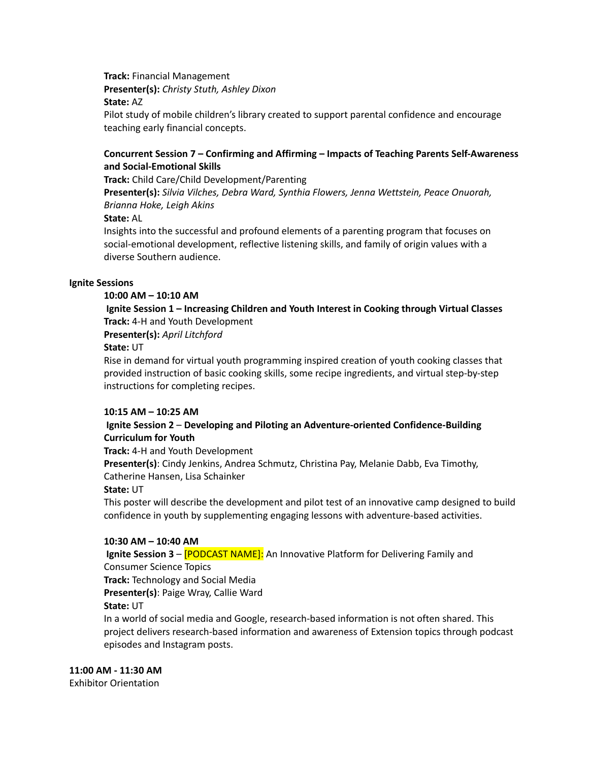**Track:** Financial Management
**Presenter(s):** *Christy Stuth, Ashley Dixon*
**State:** AZ
Pilot study of mobile children's library created to support parental confidence and encourage teaching early financial concepts.

**Concurrent Session 7 – Confirming and Affirming – Impacts of Teaching Parents Self-Awareness and Social-Emotional Skills**
**Track:** Child Care/Child Development/Parenting
**Presenter(s):** *Silvia Vilches, Debra Ward, Synthia Flowers, Jenna Wettstein, Peace Onuorah, Brianna Hoke, Leigh Akins*
**State:** AL
Insights into the successful and profound elements of a parenting program that focuses on social-emotional development, reflective listening skills, and family of origin values with a diverse Southern audience.

**Ignite Sessions**

**10:00 AM – 10:10 AM**
**Ignite Session 1 – Increasing Children and Youth Interest in Cooking through Virtual Classes**
**Track:** 4-H and Youth Development
**Presenter(s):** *April Litchford*
**State:** UT
Rise in demand for virtual youth programming inspired creation of youth cooking classes that provided instruction of basic cooking skills, some recipe ingredients, and virtual step-by-step instructions for completing recipes.

**10:15 AM – 10:25 AM**
**Ignite Session 2** – **Developing and Piloting an Adventure-oriented Confidence-Building Curriculum for Youth**
**Track:** 4-H and Youth Development
**Presenter(s)**: Cindy Jenkins, Andrea Schmutz, Christina Pay, Melanie Dabb, Eva Timothy, Catherine Hansen, Lisa Schainker
**State:** UT
This poster will describe the development and pilot test of an innovative camp designed to build confidence in youth by supplementing engaging lessons with adventure-based activities.

**10:30 AM – 10:40 AM**
**Ignite Session 3** – [PODCAST NAME]: An Innovative Platform for Delivering Family and Consumer Science Topics
**Track:** Technology and Social Media
**Presenter(s)**: Paige Wray, Callie Ward
**State:** UT
In a world of social media and Google, research-based information is not often shared. This project delivers research-based information and awareness of Extension topics through podcast episodes and Instagram posts.

**11:00 AM - 11:30 AM**
Exhibitor Orientation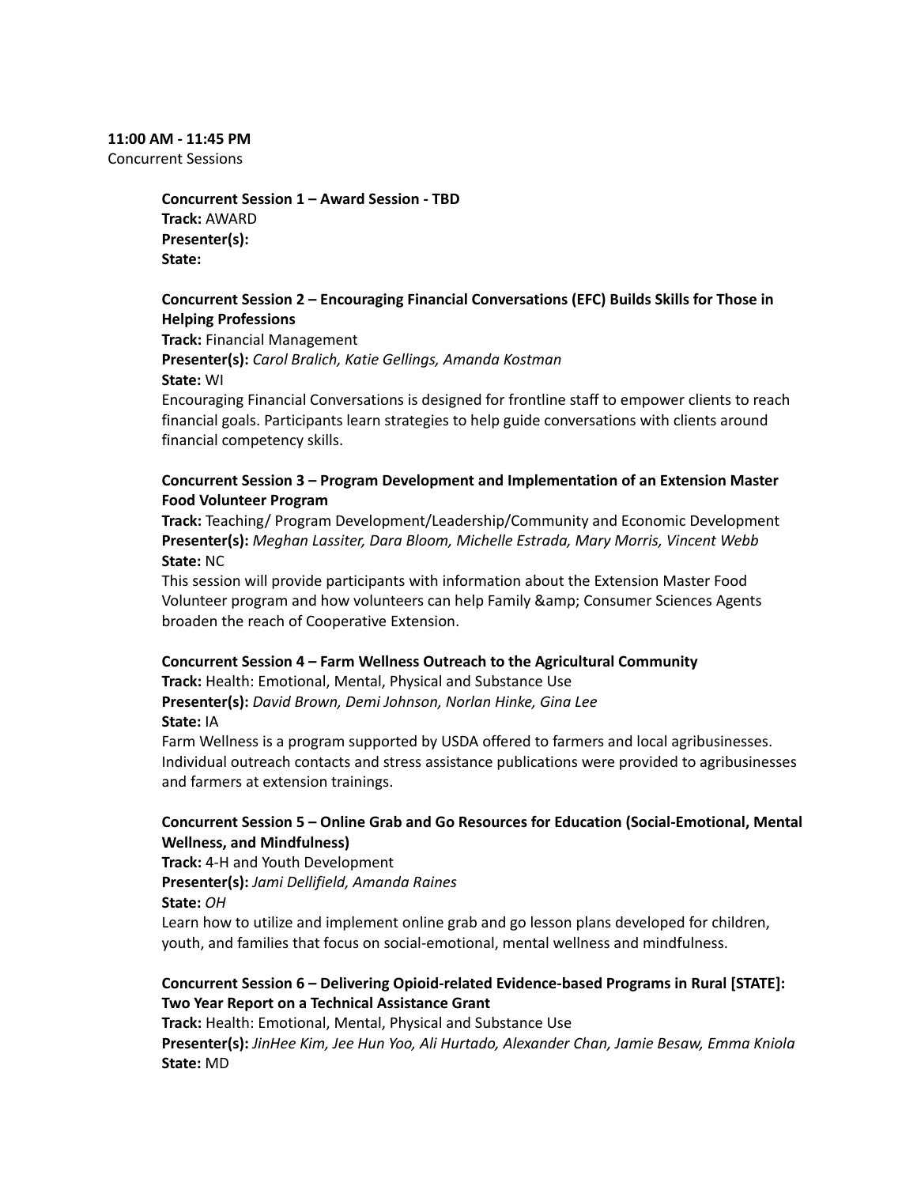**11:00 AM - 11:45 PM**
Concurrent Sessions

**Concurrent Session 1 – Award Session - TBD**
**Track:** AWARD
**Presenter(s):**
**State:**

**Concurrent Session 2 – Encouraging Financial Conversations (EFC) Builds Skills for Those in Helping Professions**
**Track:** Financial Management
**Presenter(s):** *Carol Bralich, Katie Gellings, Amanda Kostman*
**State:** WI
Encouraging Financial Conversations is designed for frontline staff to empower clients to reach financial goals. Participants learn strategies to help guide conversations with clients around financial competency skills.

**Concurrent Session 3 – Program Development and Implementation of an Extension Master Food Volunteer Program**
**Track:** Teaching/ Program Development/Leadership/Community and Economic Development
**Presenter(s):** *Meghan Lassiter, Dara Bloom, Michelle Estrada, Mary Morris, Vincent Webb*
**State:** NC
This session will provide participants with information about the Extension Master Food Volunteer program and how volunteers can help Family &amp; Consumer Sciences Agents broaden the reach of Cooperative Extension.

**Concurrent Session 4 – Farm Wellness Outreach to the Agricultural Community**
**Track:** Health: Emotional, Mental, Physical and Substance Use
**Presenter(s):** *David Brown, Demi Johnson, Norlan Hinke, Gina Lee*
**State:** IA
Farm Wellness is a program supported by USDA offered to farmers and local agribusinesses. Individual outreach contacts and stress assistance publications were provided to agribusinesses and farmers at extension trainings.

**Concurrent Session 5 – Online Grab and Go Resources for Education (Social-Emotional, Mental Wellness, and Mindfulness)**
**Track:** 4-H and Youth Development
**Presenter(s):** *Jami Dellifield, Amanda Raines*
**State:** *OH*
Learn how to utilize and implement online grab and go lesson plans developed for children, youth, and families that focus on social-emotional, mental wellness and mindfulness.

**Concurrent Session 6 – Delivering Opioid-related Evidence-based Programs in Rural [STATE]: Two Year Report on a Technical Assistance Grant**
**Track:** Health: Emotional, Mental, Physical and Substance Use
**Presenter(s):** *JinHee Kim, Jee Hun Yoo, Ali Hurtado, Alexander Chan, Jamie Besaw, Emma Kniola*
**State:** MD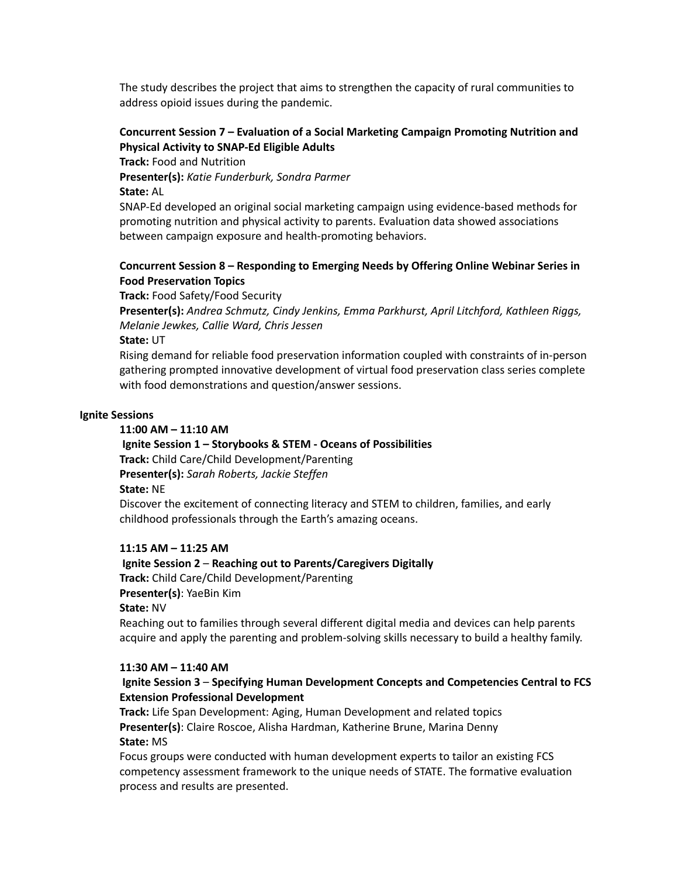The study describes the project that aims to strengthen the capacity of rural communities to address opioid issues during the pandemic.

**Concurrent Session 7 – Evaluation of a Social Marketing Campaign Promoting Nutrition and Physical Activity to SNAP-Ed Eligible Adults**
**Track:** Food and Nutrition
**Presenter(s):** *Katie Funderburk, Sondra Parmer*
**State:** AL
SNAP-Ed developed an original social marketing campaign using evidence-based methods for promoting nutrition and physical activity to parents. Evaluation data showed associations between campaign exposure and health-promoting behaviors.

**Concurrent Session 8 – Responding to Emerging Needs by Offering Online Webinar Series in Food Preservation Topics**
**Track:** Food Safety/Food Security
**Presenter(s):** *Andrea Schmutz, Cindy Jenkins, Emma Parkhurst, April Litchford, Kathleen Riggs, Melanie Jewkes, Callie Ward, Chris Jessen*
**State:** UT
Rising demand for reliable food preservation information coupled with constraints of in-person gathering prompted innovative development of virtual food preservation class series complete with food demonstrations and question/answer sessions.

**Ignite Sessions**

**11:00 AM – 11:10 AM**
**Ignite Session 1 – Storybooks & STEM - Oceans of Possibilities**
**Track:** Child Care/Child Development/Parenting
**Presenter(s):** *Sarah Roberts, Jackie Steffen*
**State:** NE
Discover the excitement of connecting literacy and STEM to children, families, and early childhood professionals through the Earth's amazing oceans.

**11:15 AM – 11:25 AM**
**Ignite Session 2** – **Reaching out to Parents/Caregivers Digitally**
**Track:** Child Care/Child Development/Parenting
**Presenter(s)**: YaeBin Kim
**State:** NV
Reaching out to families through several different digital media and devices can help parents acquire and apply the parenting and problem-solving skills necessary to build a healthy family.

**11:30 AM – 11:40 AM**
**Ignite Session 3** – **Specifying Human Development Concepts and Competencies Central to FCS Extension Professional Development**
**Track:** Life Span Development: Aging, Human Development and related topics
**Presenter(s)**: Claire Roscoe, Alisha Hardman, Katherine Brune, Marina Denny
**State:** MS
Focus groups were conducted with human development experts to tailor an existing FCS competency assessment framework to the unique needs of STATE. The formative evaluation process and results are presented.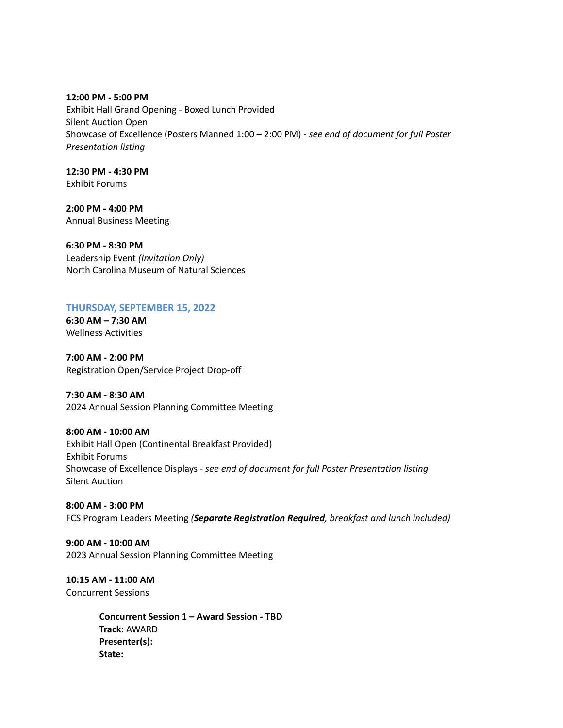**12:00 PM - 5:00 PM**
Exhibit Hall Grand Opening - Boxed Lunch Provided
Silent Auction Open
Showcase of Excellence (Posters Manned 1:00 – 2:00 PM) - *see end of document for full Poster Presentation listing*

**12:30 PM - 4:30 PM**
Exhibit Forums

**2:00 PM - 4:00 PM**
Annual Business Meeting

**6:30 PM - 8:30 PM**
Leadership Event *(Invitation Only)*
North Carolina Museum of Natural Sciences

## THURSDAY, SEPTEMBER 15, 2022

**6:30 AM – 7:30 AM**
Wellness Activities

**7:00 AM - 2:00 PM**
Registration Open/Service Project Drop-off

**7:30 AM - 8:30 AM**
2024 Annual Session Planning Committee Meeting

**8:00 AM - 10:00 AM**
Exhibit Hall Open (Continental Breakfast Provided)
Exhibit Forums
Showcase of Excellence Displays - *see end of document for full Poster Presentation listing*
Silent Auction

**8:00 AM - 3:00 PM**
FCS Program Leaders Meeting *(**Separate Registration Required**, breakfast and lunch included)*

**9:00 AM - 10:00 AM**
2023 Annual Session Planning Committee Meeting

**10:15 AM - 11:00 AM**
Concurrent Sessions

> **Concurrent Session 1 – Award Session - TBD**
> **Track:** AWARD
> **Presenter(s):**
> **State:**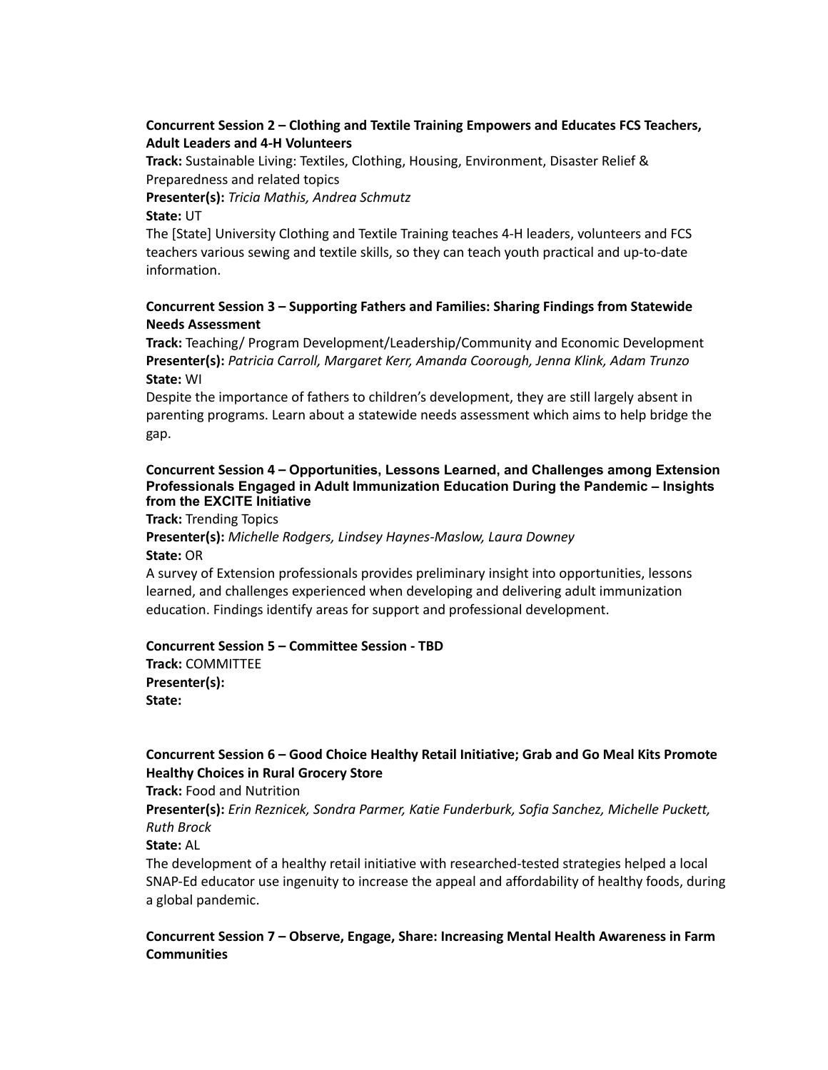**Concurrent Session 2 – Clothing and Textile Training Empowers and Educates FCS Teachers, Adult Leaders and 4-H Volunteers**
**Track:** Sustainable Living: Textiles, Clothing, Housing, Environment, Disaster Relief & Preparedness and related topics
**Presenter(s):** *Tricia Mathis, Andrea Schmutz*
**State:** UT
The [State] University Clothing and Textile Training teaches 4-H leaders, volunteers and FCS teachers various sewing and textile skills, so they can teach youth practical and up-to-date information.

**Concurrent Session 3 – Supporting Fathers and Families: Sharing Findings from Statewide Needs Assessment**
**Track:** Teaching/ Program Development/Leadership/Community and Economic Development
**Presenter(s):** *Patricia Carroll, Margaret Kerr, Amanda Coorough, Jenna Klink, Adam Trunzo*
**State:** WI
Despite the importance of fathers to children's development, they are still largely absent in parenting programs. Learn about a statewide needs assessment which aims to help bridge the gap.

**Concurrent Session 4 – Opportunities, Lessons Learned, and Challenges among Extension Professionals Engaged in Adult Immunization Education During the Pandemic – Insights from the EXCITE Initiative**
**Track:** Trending Topics
**Presenter(s):** *Michelle Rodgers, Lindsey Haynes-Maslow, Laura Downey*
**State:** OR
A survey of Extension professionals provides preliminary insight into opportunities, lessons learned, and challenges experienced when developing and delivering adult immunization education. Findings identify areas for support and professional development.

**Concurrent Session 5 – Committee Session - TBD**
**Track:** COMMITTEE
**Presenter(s):**
**State:**

**Concurrent Session 6 – Good Choice Healthy Retail Initiative; Grab and Go Meal Kits Promote Healthy Choices in Rural Grocery Store**
**Track:** Food and Nutrition
**Presenter(s):** *Erin Reznicek, Sondra Parmer, Katie Funderburk, Sofia Sanchez, Michelle Puckett, Ruth Brock*
**State:** AL
The development of a healthy retail initiative with researched-tested strategies helped a local SNAP-Ed educator use ingenuity to increase the appeal and affordability of healthy foods, during a global pandemic.

**Concurrent Session 7 – Observe, Engage, Share: Increasing Mental Health Awareness in Farm Communities**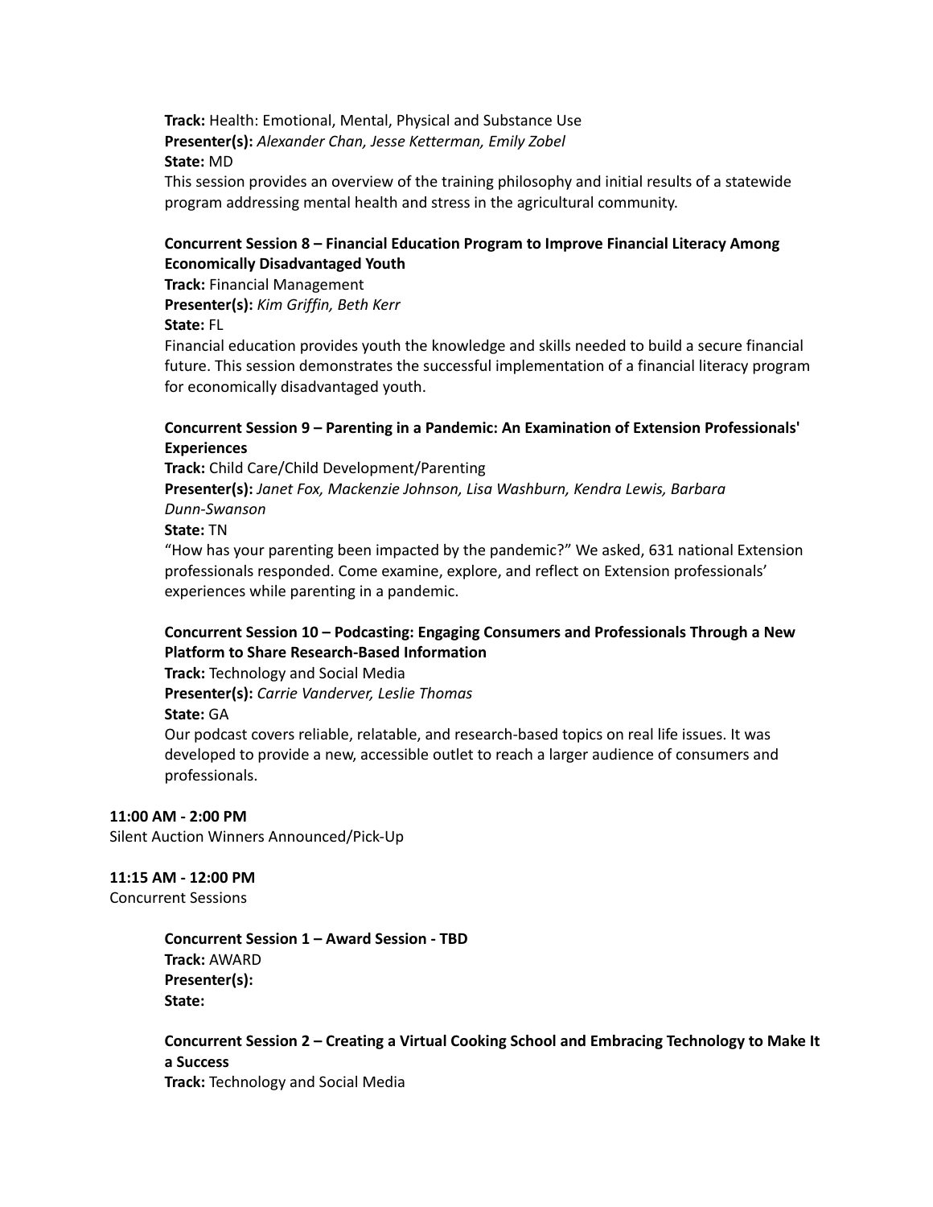**Track:** Health: Emotional, Mental, Physical and Substance Use
**Presenter(s):** *Alexander Chan, Jesse Ketterman, Emily Zobel*
**State:** MD
This session provides an overview of the training philosophy and initial results of a statewide program addressing mental health and stress in the agricultural community.

**Concurrent Session 8 – Financial Education Program to Improve Financial Literacy Among Economically Disadvantaged Youth**
**Track:** Financial Management
**Presenter(s):** *Kim Griffin, Beth Kerr*
**State:** FL
Financial education provides youth the knowledge and skills needed to build a secure financial future. This session demonstrates the successful implementation of a financial literacy program for economically disadvantaged youth.

**Concurrent Session 9 – Parenting in a Pandemic: An Examination of Extension Professionals' Experiences**
**Track:** Child Care/Child Development/Parenting
**Presenter(s):** *Janet Fox, Mackenzie Johnson, Lisa Washburn, Kendra Lewis, Barbara Dunn-Swanson*
**State:** TN
"How has your parenting been impacted by the pandemic?" We asked, 631 national Extension professionals responded. Come examine, explore, and reflect on Extension professionals' experiences while parenting in a pandemic.

**Concurrent Session 10 – Podcasting: Engaging Consumers and Professionals Through a New Platform to Share Research-Based Information**
**Track:** Technology and Social Media
**Presenter(s):** *Carrie Vanderver, Leslie Thomas*
**State:** GA
Our podcast covers reliable, relatable, and research-based topics on real life issues. It was developed to provide a new, accessible outlet to reach a larger audience of consumers and professionals.

**11:00 AM - 2:00 PM**
Silent Auction Winners Announced/Pick-Up

**11:15 AM - 12:00 PM**
Concurrent Sessions

**Concurrent Session 1 – Award Session - TBD**
**Track:** AWARD
**Presenter(s):**
**State:**

**Concurrent Session 2 – Creating a Virtual Cooking School and Embracing Technology to Make It a Success**
**Track:** Technology and Social Media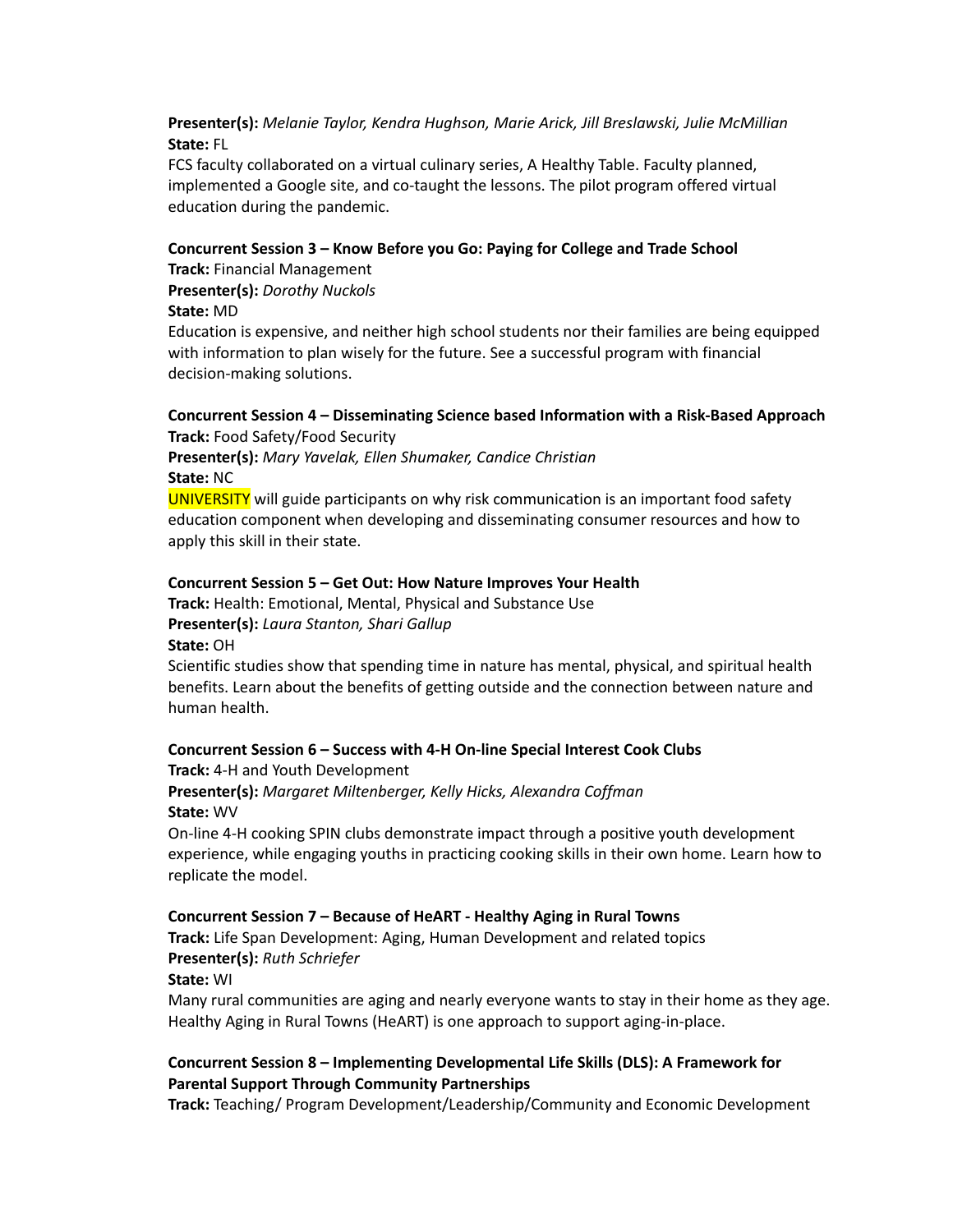**Presenter(s):** *Melanie Taylor, Kendra Hughson, Marie Arick, Jill Breslawski, Julie McMillian*
**State:** FL
FCS faculty collaborated on a virtual culinary series, A Healthy Table. Faculty planned, implemented a Google site, and co-taught the lessons. The pilot program offered virtual education during the pandemic.

**Concurrent Session 3 – Know Before you Go: Paying for College and Trade School**
**Track:** Financial Management
**Presenter(s):** *Dorothy Nuckols*
**State:** MD
Education is expensive, and neither high school students nor their families are being equipped with information to plan wisely for the future. See a successful program with financial decision-making solutions.

**Concurrent Session 4 – Disseminating Science based Information with a Risk-Based Approach**
**Track:** Food Safety/Food Security
**Presenter(s):** *Mary Yavelak, Ellen Shumaker, Candice Christian*
**State:** NC
UNIVERSITY will guide participants on why risk communication is an important food safety education component when developing and disseminating consumer resources and how to apply this skill in their state.

**Concurrent Session 5 – Get Out: How Nature Improves Your Health**
**Track:** Health: Emotional, Mental, Physical and Substance Use
**Presenter(s):** *Laura Stanton, Shari Gallup*
**State:** OH
Scientific studies show that spending time in nature has mental, physical, and spiritual health benefits. Learn about the benefits of getting outside and the connection between nature and human health.

**Concurrent Session 6 – Success with 4-H On-line Special Interest Cook Clubs**
**Track:** 4-H and Youth Development
**Presenter(s):** *Margaret Miltenberger, Kelly Hicks, Alexandra Coffman*
**State:** WV
On-line 4-H cooking SPIN clubs demonstrate impact through a positive youth development experience, while engaging youths in practicing cooking skills in their own home. Learn how to replicate the model.

**Concurrent Session 7 – Because of HeART - Healthy Aging in Rural Towns**
**Track:** Life Span Development: Aging, Human Development and related topics
**Presenter(s):** *Ruth Schriefer*
**State:** WI
Many rural communities are aging and nearly everyone wants to stay in their home as they age. Healthy Aging in Rural Towns (HeART) is one approach to support aging-in-place.

**Concurrent Session 8 – Implementing Developmental Life Skills (DLS): A Framework for Parental Support Through Community Partnerships**
**Track:** Teaching/ Program Development/Leadership/Community and Economic Development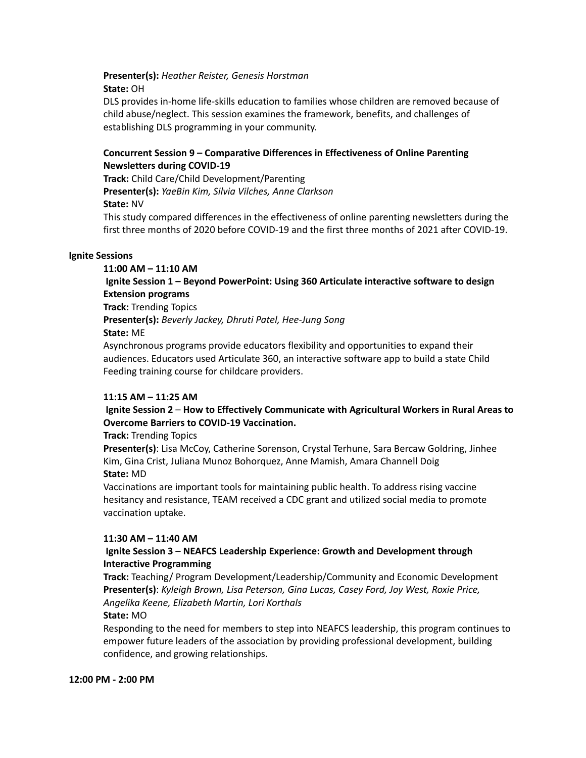**Presenter(s):** *Heather Reister, Genesis Horstman*
**State:** OH
DLS provides in-home life-skills education to families whose children are removed because of child abuse/neglect. This session examines the framework, benefits, and challenges of establishing DLS programming in your community.

**Concurrent Session 9 – Comparative Differences in Effectiveness of Online Parenting Newsletters during COVID-19**
**Track:** Child Care/Child Development/Parenting
**Presenter(s):** *YaeBin Kim, Silvia Vilches, Anne Clarkson*
**State:** NV
This study compared differences in the effectiveness of online parenting newsletters during the first three months of 2020 before COVID-19 and the first three months of 2021 after COVID-19.

**Ignite Sessions**

**11:00 AM – 11:10 AM**
**Ignite Session 1 – Beyond PowerPoint: Using 360 Articulate interactive software to design Extension programs**
**Track:** Trending Topics
**Presenter(s):** *Beverly Jackey, Dhruti Patel, Hee-Jung Song*
**State:** ME
Asynchronous programs provide educators flexibility and opportunities to expand their audiences. Educators used Articulate 360, an interactive software app to build a state Child Feeding training course for childcare providers.

**11:15 AM – 11:25 AM**
**Ignite Session 2** – **How to Effectively Communicate with Agricultural Workers in Rural Areas to Overcome Barriers to COVID-19 Vaccination.**
**Track:** Trending Topics
**Presenter(s)**: Lisa McCoy, Catherine Sorenson, Crystal Terhune, Sara Bercaw Goldring, Jinhee Kim, Gina Crist, Juliana Munoz Bohorquez, Anne Mamish, Amara Channell Doig
**State:** MD
Vaccinations are important tools for maintaining public health. To address rising vaccine hesitancy and resistance, TEAM received a CDC grant and utilized social media to promote vaccination uptake.

**11:30 AM – 11:40 AM**
**Ignite Session 3** – **NEAFCS Leadership Experience: Growth and Development through Interactive Programming**
**Track:** Teaching/ Program Development/Leadership/Community and Economic Development
**Presenter(s)**: *Kyleigh Brown, Lisa Peterson, Gina Lucas, Casey Ford, Joy West, Roxie Price, Angelika Keene, Elizabeth Martin, Lori Korthals*
**State:** MO
Responding to the need for members to step into NEAFCS leadership, this program continues to empower future leaders of the association by providing professional development, building confidence, and growing relationships.

**12:00 PM - 2:00 PM**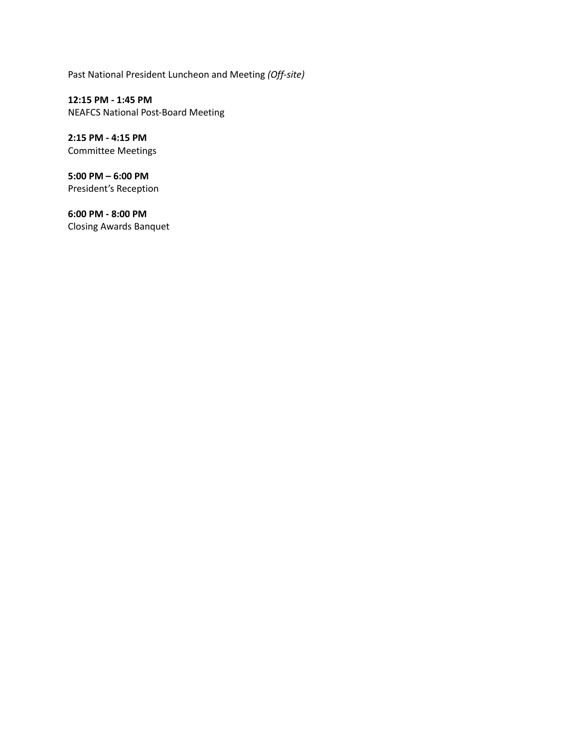Past National President Luncheon and Meeting *(Off-site)*

**12:15 PM - 1:45 PM**
NEAFCS National Post-Board Meeting

**2:15 PM - 4:15 PM**
Committee Meetings

**5:00 PM – 6:00 PM**
President's Reception

**6:00 PM - 8:00 PM**
Closing Awards Banquet